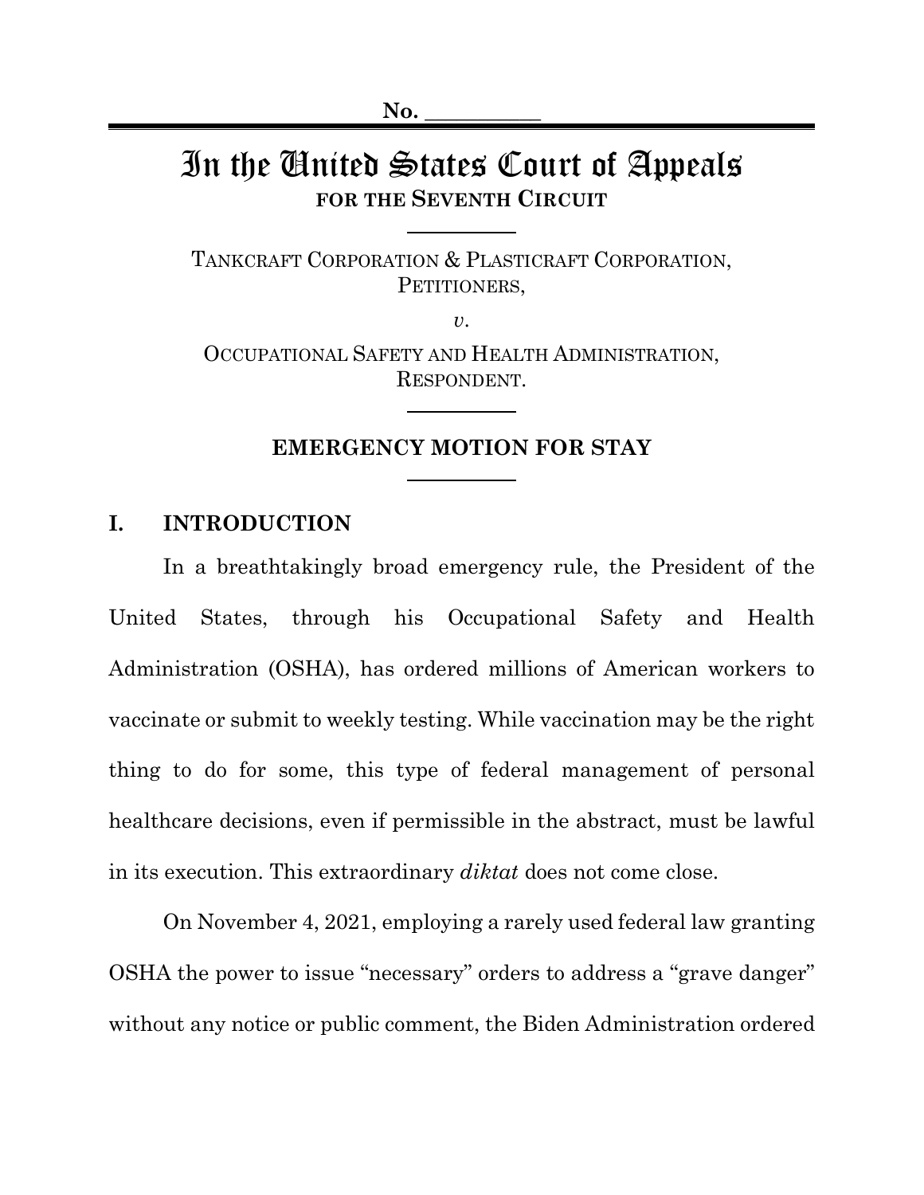No. __________

# In the United States Court of Appeals
**FOR THE SEVENTH CIRCUIT**

TANKCRAFT CORPORATION & PLASTICRAFT CORPORATION,
PETITIONERS,

*v.*

OCCUPATIONAL SAFETY AND HEALTH ADMINISTRATION,
RESPONDENT.

## EMERGENCY MOTION FOR STAY

## I. INTRODUCTION

In a breathtakingly broad emergency rule, the President of the United States, through his Occupational Safety and Health Administration (OSHA), has ordered millions of American workers to vaccinate or submit to weekly testing. While vaccination may be the right thing to do for some, this type of federal management of personal healthcare decisions, even if permissible in the abstract, must be lawful in its execution. This extraordinary *diktat* does not come close.

On November 4, 2021, employing a rarely used federal law granting OSHA the power to issue "necessary" orders to address a "grave danger" without any notice or public comment, the Biden Administration ordered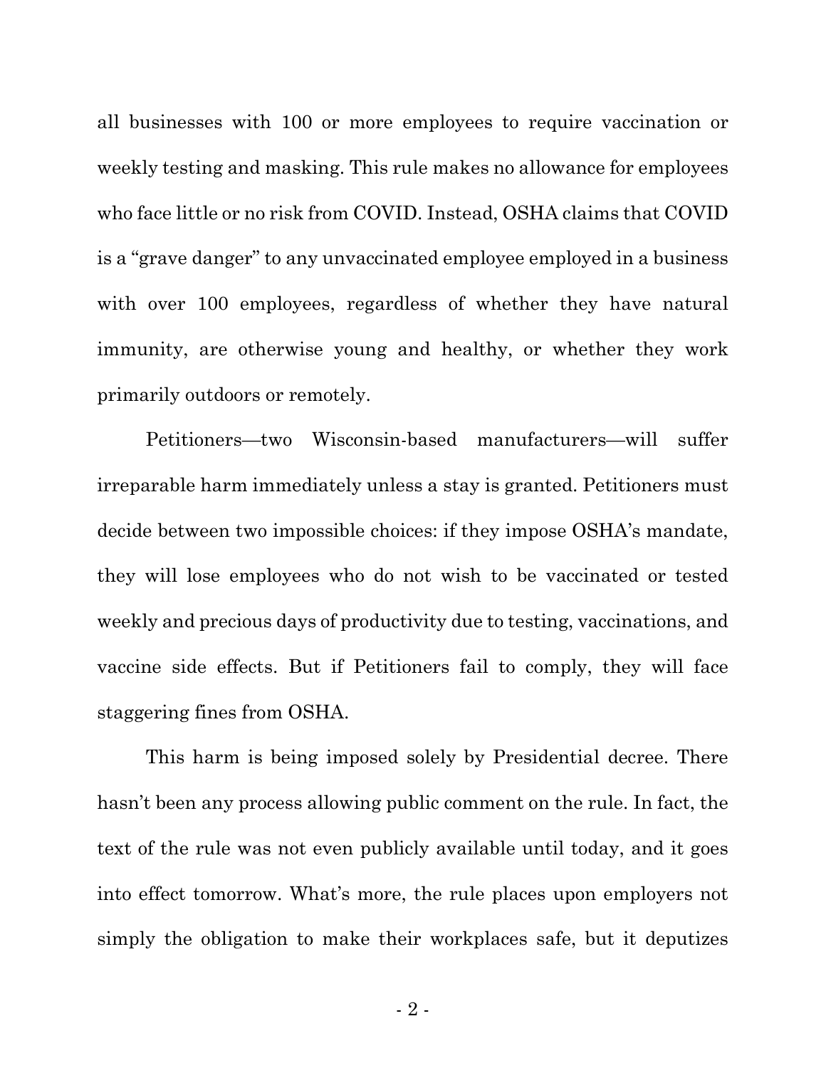all businesses with 100 or more employees to require vaccination or weekly testing and masking. This rule makes no allowance for employees who face little or no risk from COVID. Instead, OSHA claims that COVID is a "grave danger" to any unvaccinated employee employed in a business with over 100 employees, regardless of whether they have natural immunity, are otherwise young and healthy, or whether they work primarily outdoors or remotely.

Petitioners—two Wisconsin-based manufacturers—will suffer irreparable harm immediately unless a stay is granted. Petitioners must decide between two impossible choices: if they impose OSHA's mandate, they will lose employees who do not wish to be vaccinated or tested weekly and precious days of productivity due to testing, vaccinations, and vaccine side effects. But if Petitioners fail to comply, they will face staggering fines from OSHA.

This harm is being imposed solely by Presidential decree. There hasn't been any process allowing public comment on the rule. In fact, the text of the rule was not even publicly available until today, and it goes into effect tomorrow. What's more, the rule places upon employers not simply the obligation to make their workplaces safe, but it deputizes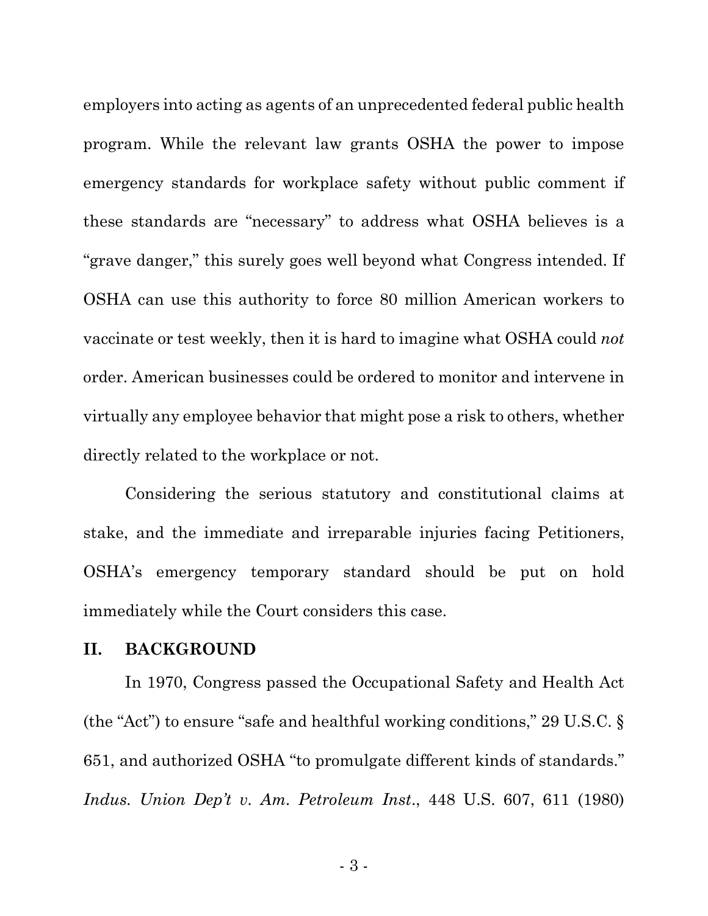employers into acting as agents of an unprecedented federal public health program. While the relevant law grants OSHA the power to impose emergency standards for workplace safety without public comment if these standards are "necessary" to address what OSHA believes is a "grave danger," this surely goes well beyond what Congress intended. If OSHA can use this authority to force 80 million American workers to vaccinate or test weekly, then it is hard to imagine what OSHA could *not* order. American businesses could be ordered to monitor and intervene in virtually any employee behavior that might pose a risk to others, whether directly related to the workplace or not.

Considering the serious statutory and constitutional claims at stake, and the immediate and irreparable injuries facing Petitioners, OSHA's emergency temporary standard should be put on hold immediately while the Court considers this case.

## II. BACKGROUND

In 1970, Congress passed the Occupational Safety and Health Act (the "Act") to ensure "safe and healthful working conditions," 29 U.S.C. § 651, and authorized OSHA "to promulgate different kinds of standards." *Indus. Union Dep't v. Am. Petroleum Inst.*, 448 U.S. 607, 611 (1980)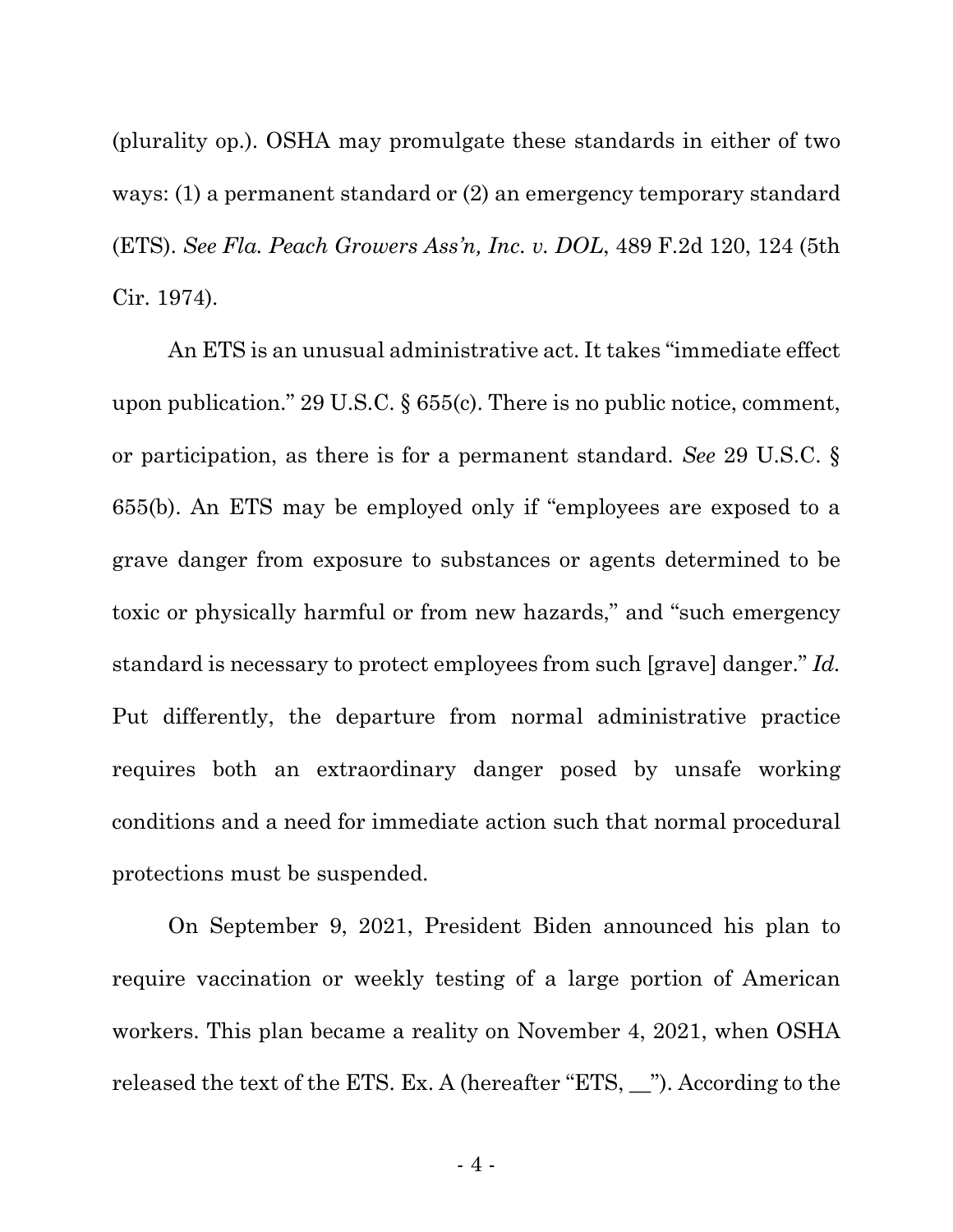(plurality op.). OSHA may promulgate these standards in either of two ways: (1) a permanent standard or (2) an emergency temporary standard (ETS). *See Fla. Peach Growers Ass'n, Inc. v. DOL*, 489 F.2d 120, 124 (5th Cir. 1974).

An ETS is an unusual administrative act. It takes "immediate effect upon publication." 29 U.S.C. § 655(c). There is no public notice, comment, or participation, as there is for a permanent standard. *See* 29 U.S.C. § 655(b). An ETS may be employed only if "employees are exposed to a grave danger from exposure to substances or agents determined to be toxic or physically harmful or from new hazards," and "such emergency standard is necessary to protect employees from such [grave] danger." *Id.* Put differently, the departure from normal administrative practice requires both an extraordinary danger posed by unsafe working conditions and a need for immediate action such that normal procedural protections must be suspended.

On September 9, 2021, President Biden announced his plan to require vaccination or weekly testing of a large portion of American workers. This plan became a reality on November 4, 2021, when OSHA released the text of the ETS. Ex. A (hereafter "ETS, __"). According to the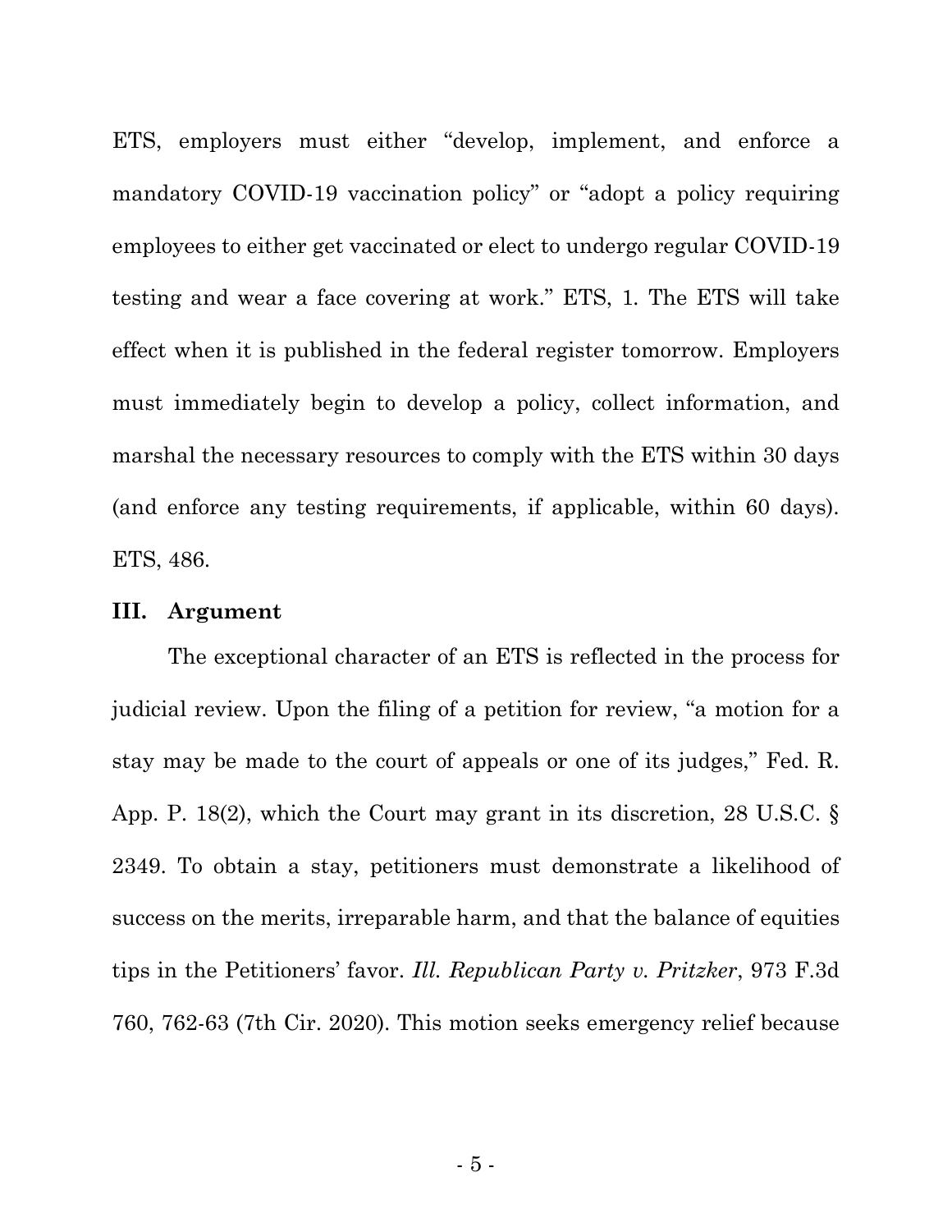ETS, employers must either "develop, implement, and enforce a mandatory COVID-19 vaccination policy" or "adopt a policy requiring employees to either get vaccinated or elect to undergo regular COVID-19 testing and wear a face covering at work." ETS, 1. The ETS will take effect when it is published in the federal register tomorrow. Employers must immediately begin to develop a policy, collect information, and marshal the necessary resources to comply with the ETS within 30 days (and enforce any testing requirements, if applicable, within 60 days). ETS, 486.

## III. Argument

The exceptional character of an ETS is reflected in the process for judicial review. Upon the filing of a petition for review, "a motion for a stay may be made to the court of appeals or one of its judges," Fed. R. App. P. 18(2), which the Court may grant in its discretion, 28 U.S.C. § 2349. To obtain a stay, petitioners must demonstrate a likelihood of success on the merits, irreparable harm, and that the balance of equities tips in the Petitioners' favor. *Ill. Republican Party v. Pritzker*, 973 F.3d 760, 762-63 (7th Cir. 2020). This motion seeks emergency relief because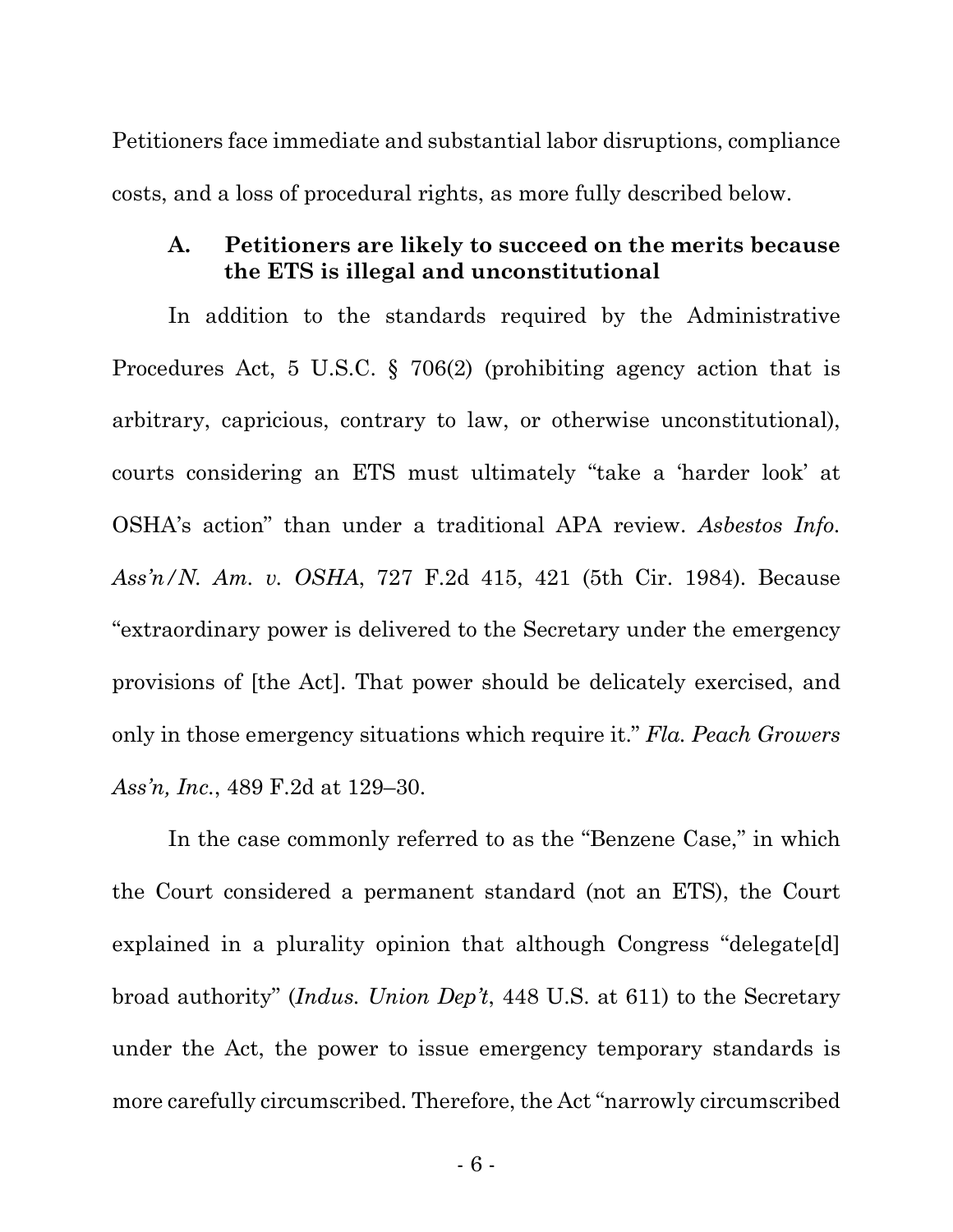Petitioners face immediate and substantial labor disruptions, compliance costs, and a loss of procedural rights, as more fully described below.

### A. Petitioners are likely to succeed on the merits because the ETS is illegal and unconstitutional

In addition to the standards required by the Administrative Procedures Act, 5 U.S.C. § 706(2) (prohibiting agency action that is arbitrary, capricious, contrary to law, or otherwise unconstitutional), courts considering an ETS must ultimately "take a 'harder look' at OSHA's action" than under a traditional APA review. *Asbestos Info. Ass'n/N. Am. v. OSHA*, 727 F.2d 415, 421 (5th Cir. 1984). Because "extraordinary power is delivered to the Secretary under the emergency provisions of [the Act]. That power should be delicately exercised, and only in those emergency situations which require it." *Fla. Peach Growers Ass'n, Inc.*, 489 F.2d at 129–30.

In the case commonly referred to as the "Benzene Case," in which the Court considered a permanent standard (not an ETS), the Court explained in a plurality opinion that although Congress "delegate[d] broad authority" (*Indus. Union Dep't*, 448 U.S. at 611) to the Secretary under the Act, the power to issue emergency temporary standards is more carefully circumscribed. Therefore, the Act "narrowly circumscribed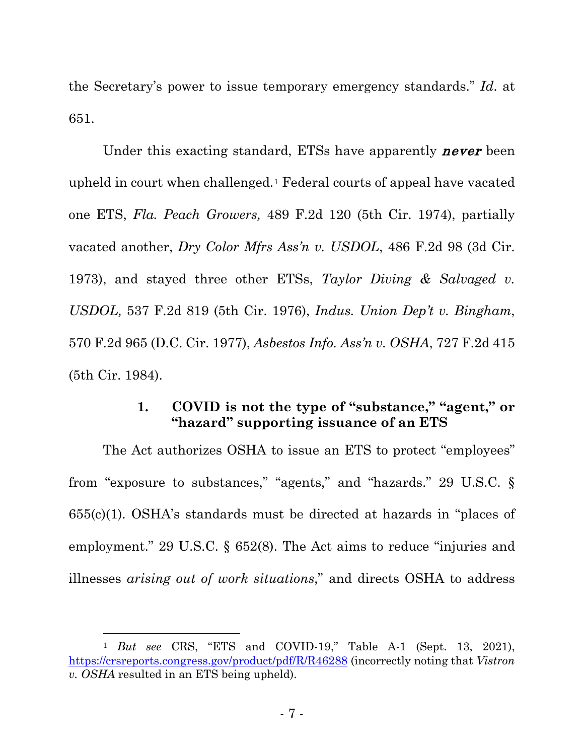the Secretary's power to issue temporary emergency standards." *Id.* at 651.

Under this exacting standard, ETSs have apparently ***never*** been upheld in court when challenged.[1] Federal courts of appeal have vacated one ETS, *Fla. Peach Growers,* 489 F.2d 120 (5th Cir. 1974), partially vacated another, *Dry Color Mfrs Ass'n v. USDOL*, 486 F.2d 98 (3d Cir. 1973), and stayed three other ETSs, *Taylor Diving & Salvaged v. USDOL,* 537 F.2d 819 (5th Cir. 1976), *Indus. Union Dep't v. Bingham*, 570 F.2d 965 (D.C. Cir. 1977), *Asbestos Info. Ass'n v. OSHA*, 727 F.2d 415 (5th Cir. 1984).

#### 1. COVID is not the type of "substance," "agent," or "hazard" supporting issuance of an ETS

The Act authorizes OSHA to issue an ETS to protect "employees" from "exposure to substances," "agents," and "hazards." 29 U.S.C. § 655(c)(1). OSHA's standards must be directed at hazards in "places of employment." 29 U.S.C. § 652(8). The Act aims to reduce "injuries and illnesses *arising out of work situations*," and directs OSHA to address

---

[1] *But see* CRS, "ETS and COVID-19," Table A-1 (Sept. 13, 2021), https://crsreports.congress.gov/product/pdf/R/R46288 (incorrectly noting that *Vistron v. OSHA* resulted in an ETS being upheld).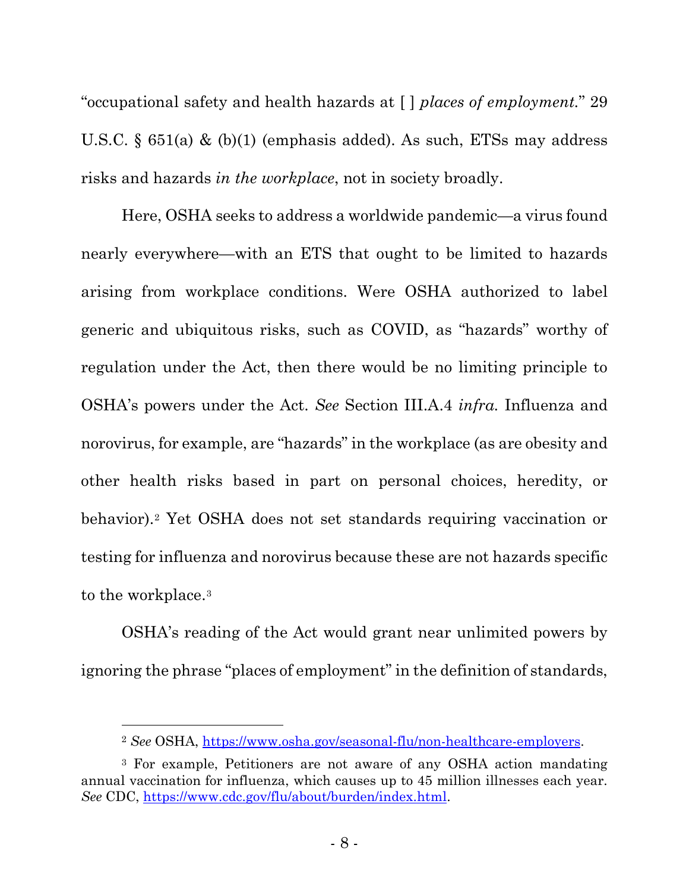"occupational safety and health hazards at [ ] *places of employment*." 29 U.S.C. § 651(a) & (b)(1) (emphasis added). As such, ETSs may address risks and hazards *in the workplace*, not in society broadly.

Here, OSHA seeks to address a worldwide pandemic—a virus found nearly everywhere—with an ETS that ought to be limited to hazards arising from workplace conditions. Were OSHA authorized to label generic and ubiquitous risks, such as COVID, as "hazards" worthy of regulation under the Act, then there would be no limiting principle to OSHA's powers under the Act. *See* Section III.A.4 *infra.* Influenza and norovirus, for example, are "hazards" in the workplace (as are obesity and other health risks based in part on personal choices, heredity, or behavior).[2] Yet OSHA does not set standards requiring vaccination or testing for influenza and norovirus because these are not hazards specific to the workplace.[3]

OSHA's reading of the Act would grant near unlimited powers by ignoring the phrase "places of employment" in the definition of standards,

---

[2] *See* OSHA, https://www.osha.gov/seasonal-flu/non-healthcare-employers.

[3] For example, Petitioners are not aware of any OSHA action mandating annual vaccination for influenza, which causes up to 45 million illnesses each year. *See* CDC, https://www.cdc.gov/flu/about/burden/index.html.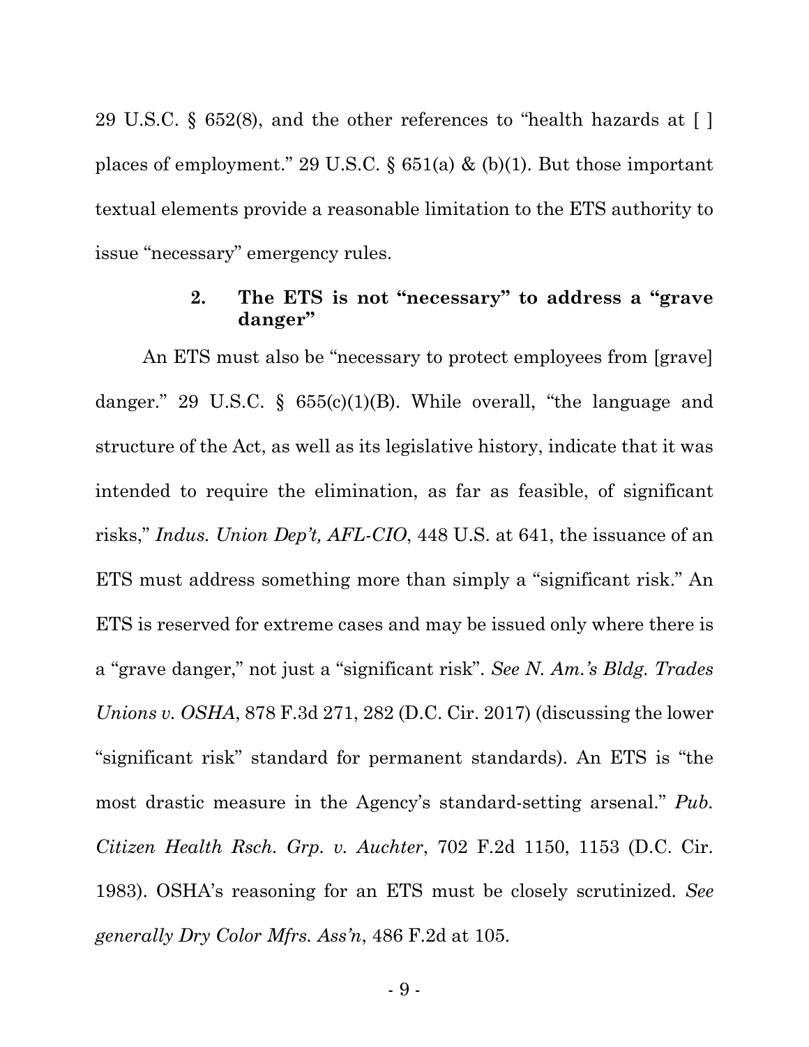29 U.S.C. § 652(8), and the other references to "health hazards at [ ] places of employment." 29 U.S.C. § 651(a) & (b)(1). But those important textual elements provide a reasonable limitation to the ETS authority to issue "necessary" emergency rules.

### 2. The ETS is not "necessary" to address a "grave danger"

An ETS must also be "necessary to protect employees from [grave] danger." 29 U.S.C. § 655(c)(1)(B). While overall, "the language and structure of the Act, as well as its legislative history, indicate that it was intended to require the elimination, as far as feasible, of significant risks," *Indus. Union Dep't, AFL-CIO*, 448 U.S. at 641, the issuance of an ETS must address something more than simply a "significant risk." An ETS is reserved for extreme cases and may be issued only where there is a "grave danger," not just a "significant risk". *See N. Am.'s Bldg. Trades Unions v. OSHA*, 878 F.3d 271, 282 (D.C. Cir. 2017) (discussing the lower "significant risk" standard for permanent standards). An ETS is "the most drastic measure in the Agency's standard-setting arsenal." *Pub. Citizen Health Rsch. Grp. v. Auchter*, 702 F.2d 1150, 1153 (D.C. Cir. 1983). OSHA's reasoning for an ETS must be closely scrutinized. *See generally Dry Color Mfrs. Ass'n*, 486 F.2d at 105.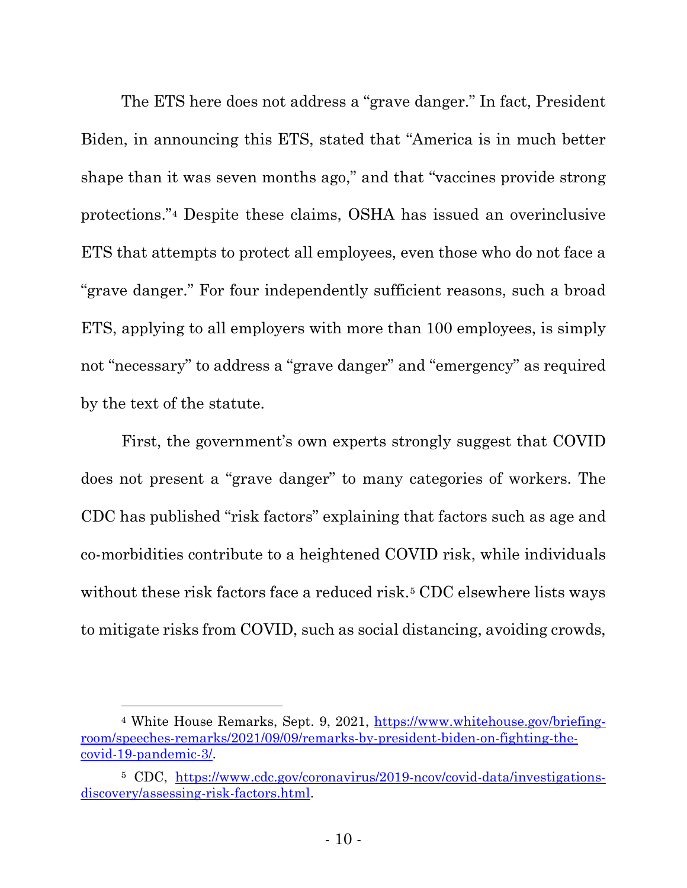The ETS here does not address a "grave danger." In fact, President Biden, in announcing this ETS, stated that "America is in much better shape than it was seven months ago," and that "vaccines provide strong protections."[4] Despite these claims, OSHA has issued an overinclusive ETS that attempts to protect all employees, even those who do not face a "grave danger." For four independently sufficient reasons, such a broad ETS, applying to all employers with more than 100 employees, is simply not "necessary" to address a "grave danger" and "emergency" as required by the text of the statute.

First, the government's own experts strongly suggest that COVID does not present a "grave danger" to many categories of workers. The CDC has published "risk factors" explaining that factors such as age and co-morbidities contribute to a heightened COVID risk, while individuals without these risk factors face a reduced risk.[5] CDC elsewhere lists ways to mitigate risks from COVID, such as social distancing, avoiding crowds,

---

[4] White House Remarks, Sept. 9, 2021, https://www.whitehouse.gov/briefing-room/speeches-remarks/2021/09/09/remarks-by-president-biden-on-fighting-the-covid-19-pandemic-3/.

[5] CDC, https://www.cdc.gov/coronavirus/2019-ncov/covid-data/investigations-discovery/assessing-risk-factors.html.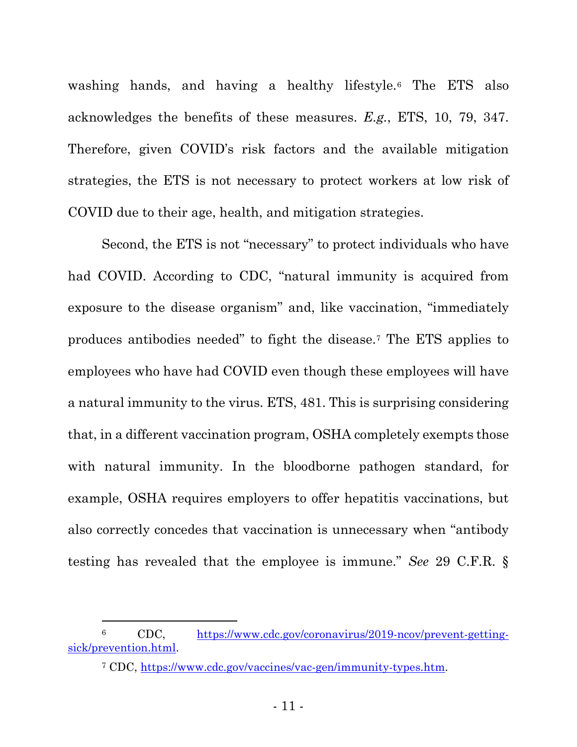washing hands, and having a healthy lifestyle.[6] The ETS also acknowledges the benefits of these measures. *E.g.*, ETS, 10, 79, 347. Therefore, given COVID's risk factors and the available mitigation strategies, the ETS is not necessary to protect workers at low risk of COVID due to their age, health, and mitigation strategies.

Second, the ETS is not "necessary" to protect individuals who have had COVID. According to CDC, "natural immunity is acquired from exposure to the disease organism" and, like vaccination, "immediately produces antibodies needed" to fight the disease.[7] The ETS applies to employees who have had COVID even though these employees will have a natural immunity to the virus. ETS, 481. This is surprising considering that, in a different vaccination program, OSHA completely exempts those with natural immunity. In the bloodborne pathogen standard, for example, OSHA requires employers to offer hepatitis vaccinations, but also correctly concedes that vaccination is unnecessary when "antibody testing has revealed that the employee is immune." *See* 29 C.F.R. §

---

[6] CDC, https://www.cdc.gov/coronavirus/2019-ncov/prevent-getting-sick/prevention.html.

[7] CDC, https://www.cdc.gov/vaccines/vac-gen/immunity-types.htm.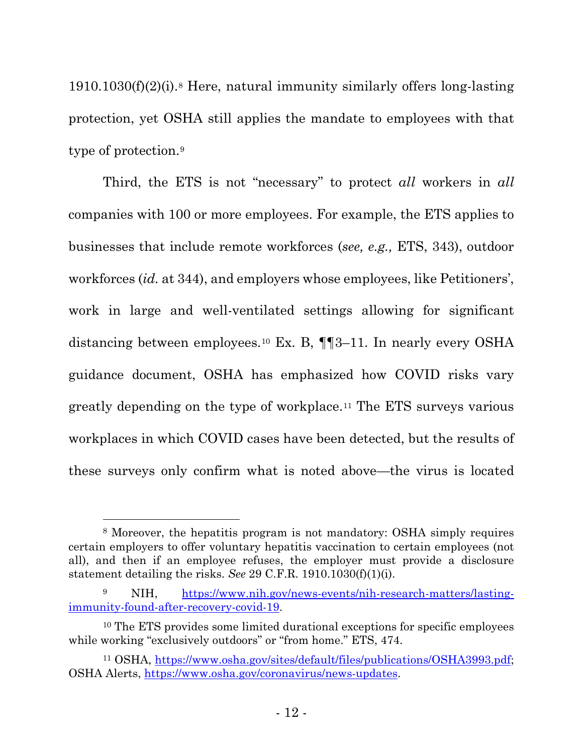1910.1030(f)(2)(i).[8] Here, natural immunity similarly offers long-lasting protection, yet OSHA still applies the mandate to employees with that type of protection.[9]

Third, the ETS is not "necessary" to protect *all* workers in *all* companies with 100 or more employees. For example, the ETS applies to businesses that include remote workforces (*see, e.g.,* ETS, 343), outdoor workforces (*id.* at 344), and employers whose employees, like Petitioners', work in large and well-ventilated settings allowing for significant distancing between employees.[10] Ex. B, ¶¶3–11. In nearly every OSHA guidance document, OSHA has emphasized how COVID risks vary greatly depending on the type of workplace.[11] The ETS surveys various workplaces in which COVID cases have been detected, but the results of these surveys only confirm what is noted above—the virus is located

---

[8] Moreover, the hepatitis program is not mandatory: OSHA simply requires certain employers to offer voluntary hepatitis vaccination to certain employees (not all), and then if an employee refuses, the employer must provide a disclosure statement detailing the risks. *See* 29 C.F.R. 1910.1030(f)(1)(i).

[9] NIH, https://www.nih.gov/news-events/nih-research-matters/lasting-immunity-found-after-recovery-covid-19.

[10] The ETS provides some limited durational exceptions for specific employees while working "exclusively outdoors" or "from home." ETS, 474.

[11] OSHA, https://www.osha.gov/sites/default/files/publications/OSHA3993.pdf; OSHA Alerts, https://www.osha.gov/coronavirus/news-updates.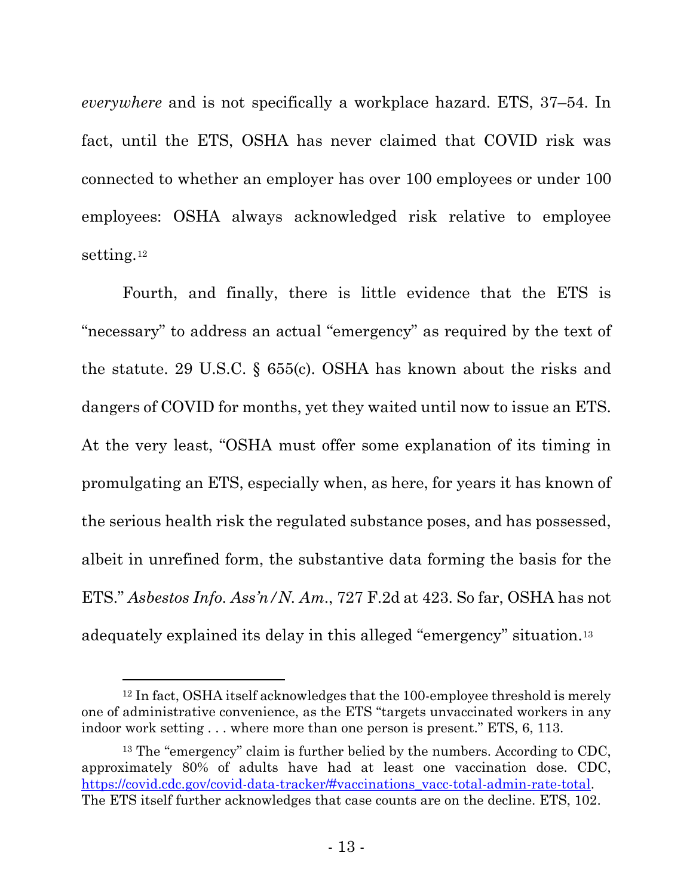*everywhere* and is not specifically a workplace hazard. ETS, 37–54. In fact, until the ETS, OSHA has never claimed that COVID risk was connected to whether an employer has over 100 employees or under 100 employees: OSHA always acknowledged risk relative to employee setting.[12]

Fourth, and finally, there is little evidence that the ETS is "necessary" to address an actual "emergency" as required by the text of the statute. 29 U.S.C. § 655(c). OSHA has known about the risks and dangers of COVID for months, yet they waited until now to issue an ETS. At the very least, "OSHA must offer some explanation of its timing in promulgating an ETS, especially when, as here, for years it has known of the serious health risk the regulated substance poses, and has possessed, albeit in unrefined form, the substantive data forming the basis for the ETS." *Asbestos Info. Ass'n/N. Am.*, 727 F.2d at 423. So far, OSHA has not adequately explained its delay in this alleged "emergency" situation.[13]

---

[12] In fact, OSHA itself acknowledges that the 100-employee threshold is merely one of administrative convenience, as the ETS "targets unvaccinated workers in any indoor work setting . . . where more than one person is present." ETS, 6, 113.

[13] The "emergency" claim is further belied by the numbers. According to CDC, approximately 80% of adults have had at least one vaccination dose. CDC, https://covid.cdc.gov/covid-data-tracker/#vaccinations_vacc-total-admin-rate-total. The ETS itself further acknowledges that case counts are on the decline. ETS, 102.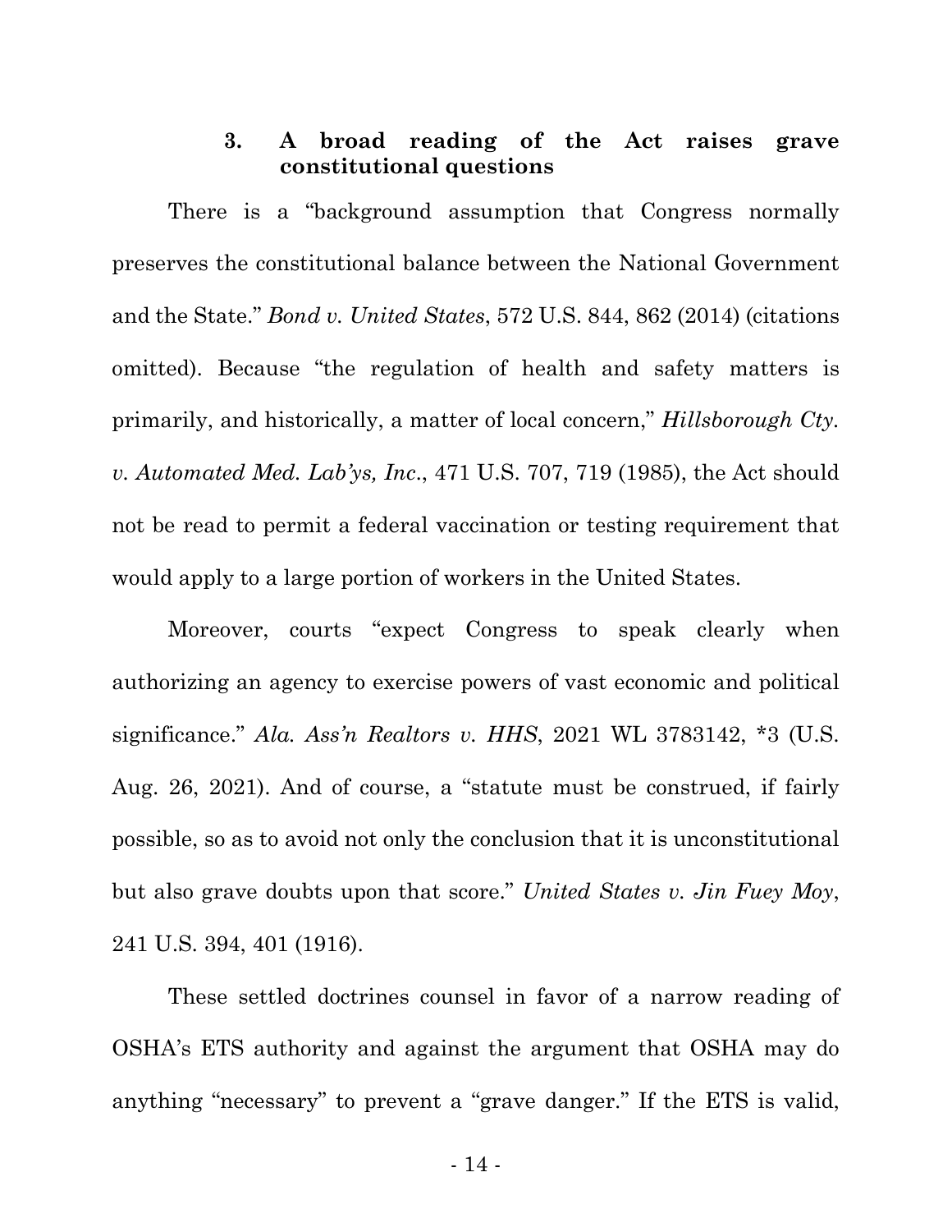### 3. A broad reading of the Act raises grave constitutional questions

There is a "background assumption that Congress normally preserves the constitutional balance between the National Government and the State." *Bond v. United States*, 572 U.S. 844, 862 (2014) (citations omitted). Because "the regulation of health and safety matters is primarily, and historically, a matter of local concern," *Hillsborough Cty. v. Automated Med. Lab'ys, Inc*., 471 U.S. 707, 719 (1985), the Act should not be read to permit a federal vaccination or testing requirement that would apply to a large portion of workers in the United States.

Moreover, courts "expect Congress to speak clearly when authorizing an agency to exercise powers of vast economic and political significance." *Ala. Ass'n Realtors v. HHS*, 2021 WL 3783142, *3 (U.S. Aug. 26, 2021). And of course, a "statute must be construed, if fairly possible, so as to avoid not only the conclusion that it is unconstitutional but also grave doubts upon that score." *United States v. Jin Fuey Moy*, 241 U.S. 394, 401 (1916).

These settled doctrines counsel in favor of a narrow reading of OSHA's ETS authority and against the argument that OSHA may do anything "necessary" to prevent a "grave danger." If the ETS is valid,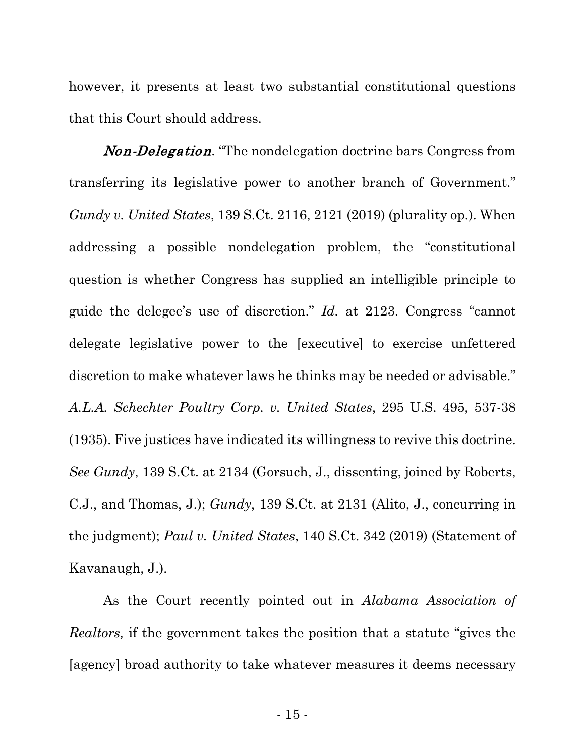however, it presents at least two substantial constitutional questions that this Court should address.

***Non-Delegation***. "The nondelegation doctrine bars Congress from transferring its legislative power to another branch of Government." *Gundy v. United States*, 139 S.Ct. 2116, 2121 (2019) (plurality op.). When addressing a possible nondelegation problem, the "constitutional question is whether Congress has supplied an intelligible principle to guide the delegee's use of discretion." *Id.* at 2123. Congress "cannot delegate legislative power to the [executive] to exercise unfettered discretion to make whatever laws he thinks may be needed or advisable." *A.L.A. Schechter Poultry Corp. v. United States*, 295 U.S. 495, 537-38 (1935). Five justices have indicated its willingness to revive this doctrine. *See Gundy*, 139 S.Ct. at 2134 (Gorsuch, J., dissenting, joined by Roberts, C.J., and Thomas, J.); *Gundy*, 139 S.Ct. at 2131 (Alito, J., concurring in the judgment); *Paul v. United States*, 140 S.Ct. 342 (2019) (Statement of Kavanaugh, J.).

As the Court recently pointed out in *Alabama Association of Realtors,* if the government takes the position that a statute "gives the [agency] broad authority to take whatever measures it deems necessary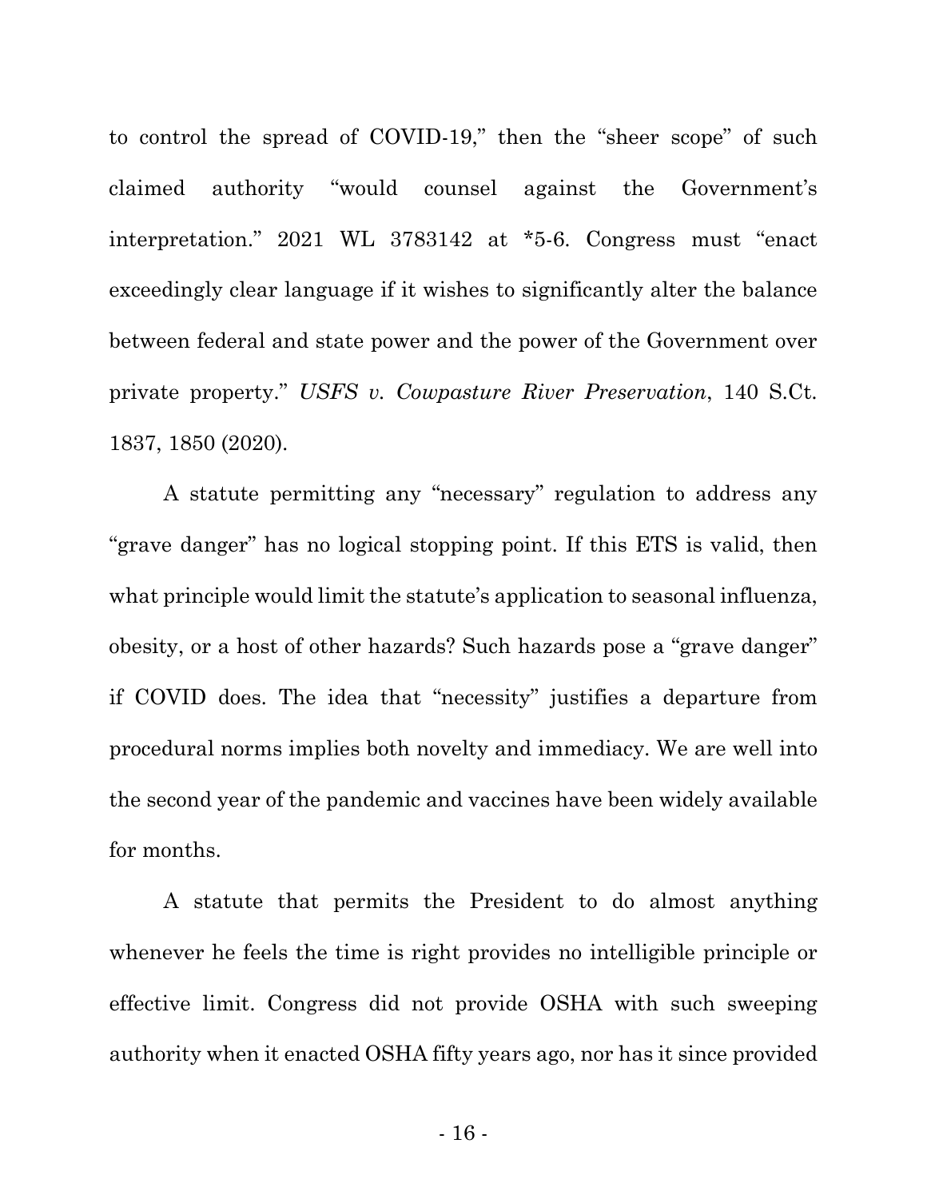to control the spread of COVID-19," then the "sheer scope" of such claimed authority "would counsel against the Government's interpretation." 2021 WL 3783142 at *5-6. Congress must "enact exceedingly clear language if it wishes to significantly alter the balance between federal and state power and the power of the Government over private property." *USFS v. Cowpasture River Preservation*, 140 S.Ct. 1837, 1850 (2020).

A statute permitting any "necessary" regulation to address any "grave danger" has no logical stopping point. If this ETS is valid, then what principle would limit the statute's application to seasonal influenza, obesity, or a host of other hazards? Such hazards pose a "grave danger" if COVID does. The idea that "necessity" justifies a departure from procedural norms implies both novelty and immediacy. We are well into the second year of the pandemic and vaccines have been widely available for months.

A statute that permits the President to do almost anything whenever he feels the time is right provides no intelligible principle or effective limit. Congress did not provide OSHA with such sweeping authority when it enacted OSHA fifty years ago, nor has it since provided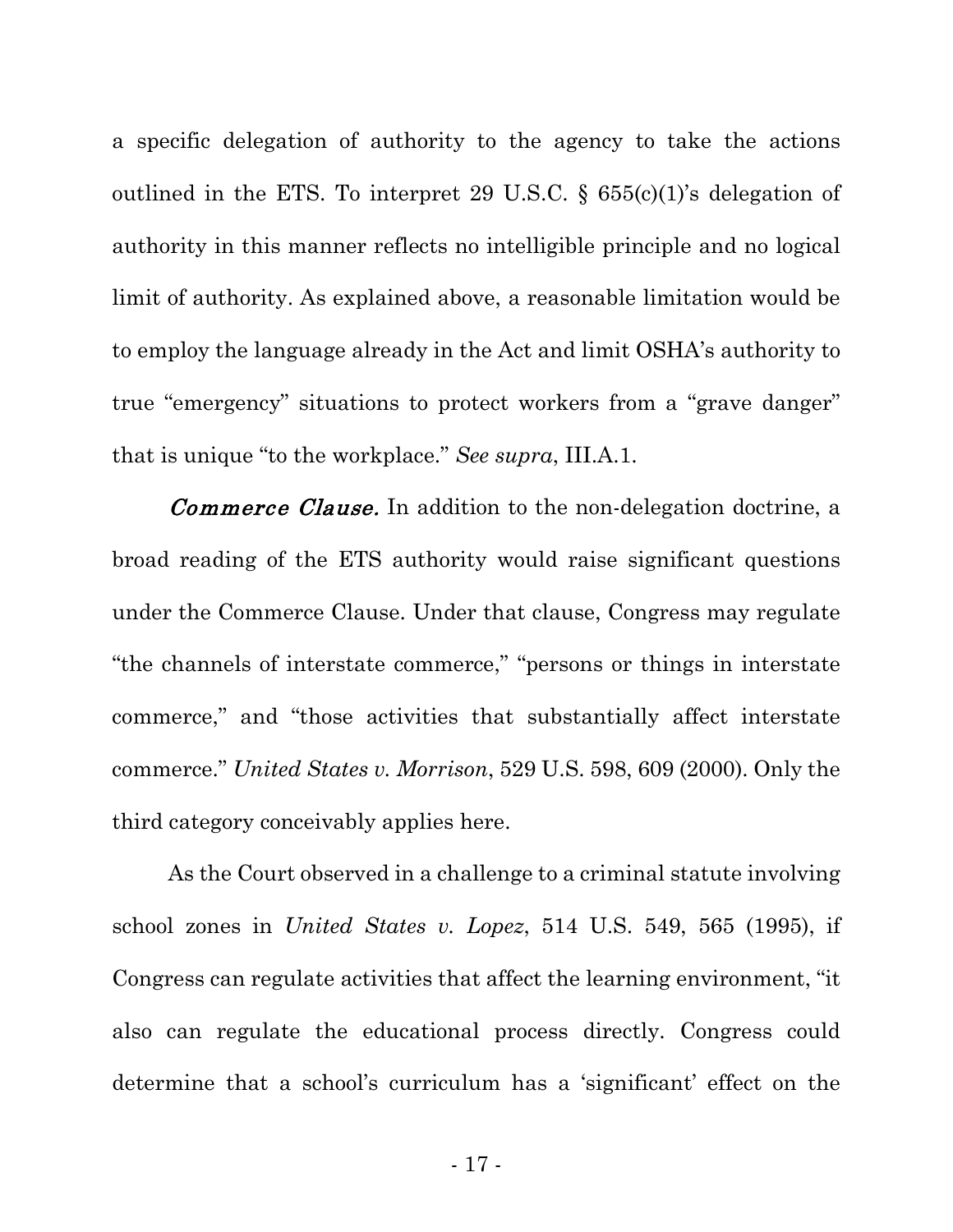a specific delegation of authority to the agency to take the actions outlined in the ETS. To interpret 29 U.S.C. § 655(c)(1)'s delegation of authority in this manner reflects no intelligible principle and no logical limit of authority. As explained above, a reasonable limitation would be to employ the language already in the Act and limit OSHA's authority to true "emergency" situations to protect workers from a "grave danger" that is unique "to the workplace." *See supra*, III.A.1.

***Commerce Clause.*** In addition to the non-delegation doctrine, a broad reading of the ETS authority would raise significant questions under the Commerce Clause. Under that clause, Congress may regulate "the channels of interstate commerce," "persons or things in interstate commerce," and "those activities that substantially affect interstate commerce." *United States v. Morrison*, 529 U.S. 598, 609 (2000). Only the third category conceivably applies here.

As the Court observed in a challenge to a criminal statute involving school zones in *United States v. Lopez*, 514 U.S. 549, 565 (1995), if Congress can regulate activities that affect the learning environment, "it also can regulate the educational process directly. Congress could determine that a school's curriculum has a 'significant' effect on the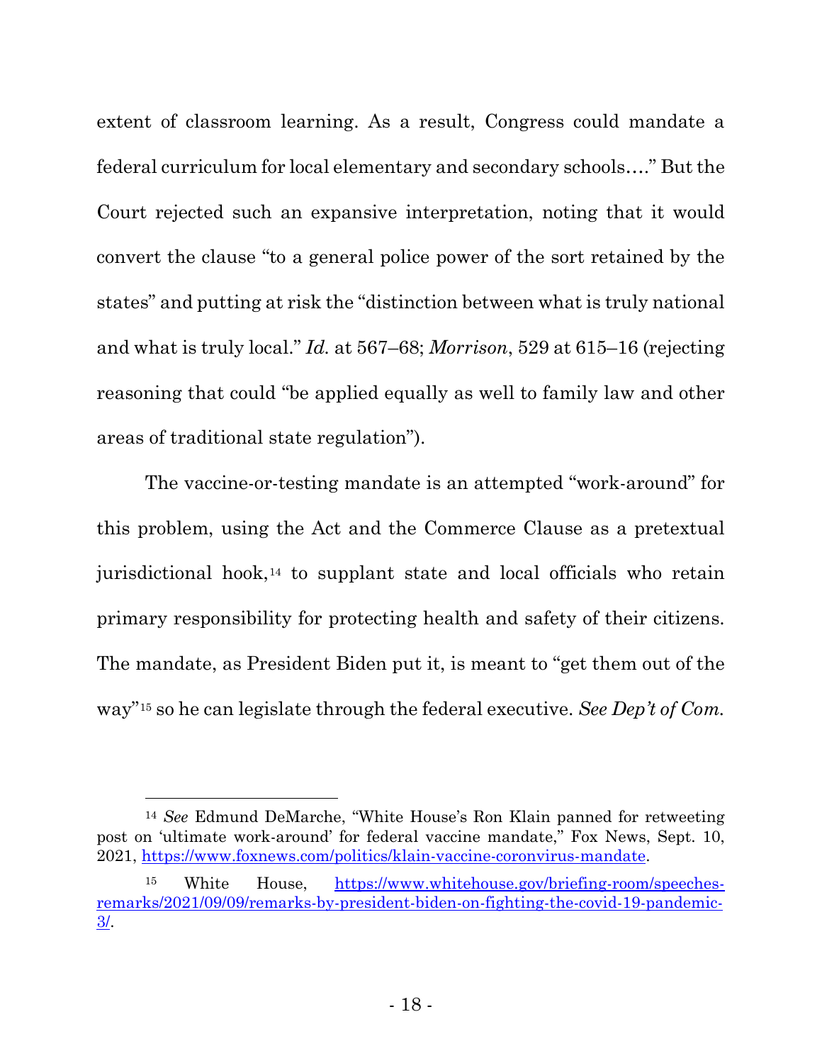extent of classroom learning. As a result, Congress could mandate a federal curriculum for local elementary and secondary schools…." But the Court rejected such an expansive interpretation, noting that it would convert the clause "to a general police power of the sort retained by the states" and putting at risk the "distinction between what is truly national and what is truly local." *Id.* at 567–68; *Morrison*, 529 at 615–16 (rejecting reasoning that could "be applied equally as well to family law and other areas of traditional state regulation").

The vaccine-or-testing mandate is an attempted "work-around" for this problem, using the Act and the Commerce Clause as a pretextual jurisdictional hook,[14] to supplant state and local officials who retain primary responsibility for protecting health and safety of their citizens. The mandate, as President Biden put it, is meant to "get them out of the way"[15] so he can legislate through the federal executive. *See Dep't of Com.*

---

[14] *See* Edmund DeMarche, "White House's Ron Klain panned for retweeting post on 'ultimate work-around' for federal vaccine mandate," Fox News, Sept. 10, 2021, https://www.foxnews.com/politics/klain-vaccine-coronvirus-mandate.

[15] White House, https://www.whitehouse.gov/briefing-room/speeches-remarks/2021/09/09/remarks-by-president-biden-on-fighting-the-covid-19-pandemic-3/.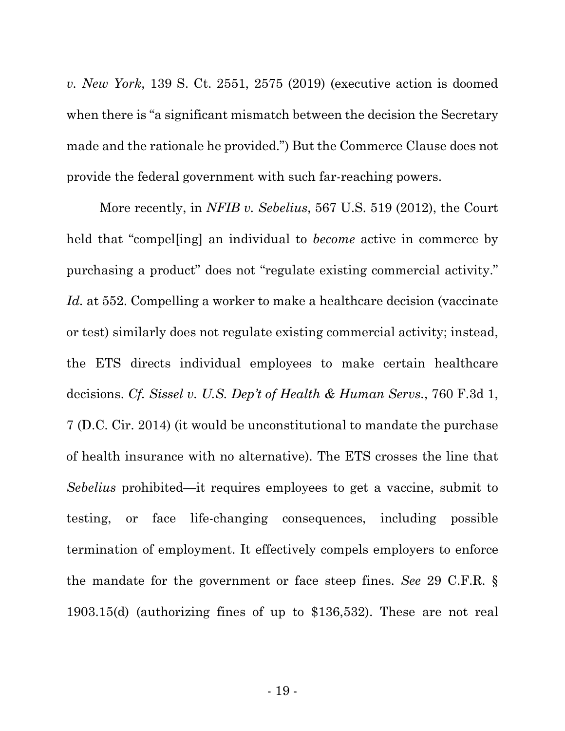*v. New York*, 139 S. Ct. 2551, 2575 (2019) (executive action is doomed when there is "a significant mismatch between the decision the Secretary made and the rationale he provided.") But the Commerce Clause does not provide the federal government with such far-reaching powers.

More recently, in *NFIB v. Sebelius*, 567 U.S. 519 (2012), the Court held that "compel[ing] an individual to *become* active in commerce by purchasing a product" does not "regulate existing commercial activity." *Id.* at 552. Compelling a worker to make a healthcare decision (vaccinate or test) similarly does not regulate existing commercial activity; instead, the ETS directs individual employees to make certain healthcare decisions. *Cf. Sissel v. U.S. Dep't of Health & Human Servs.*, 760 F.3d 1, 7 (D.C. Cir. 2014) (it would be unconstitutional to mandate the purchase of health insurance with no alternative). The ETS crosses the line that *Sebelius* prohibited—it requires employees to get a vaccine, submit to testing, or face life-changing consequences, including possible termination of employment. It effectively compels employers to enforce the mandate for the government or face steep fines. *See* 29 C.F.R. § 1903.15(d) (authorizing fines of up to $136,532). These are not real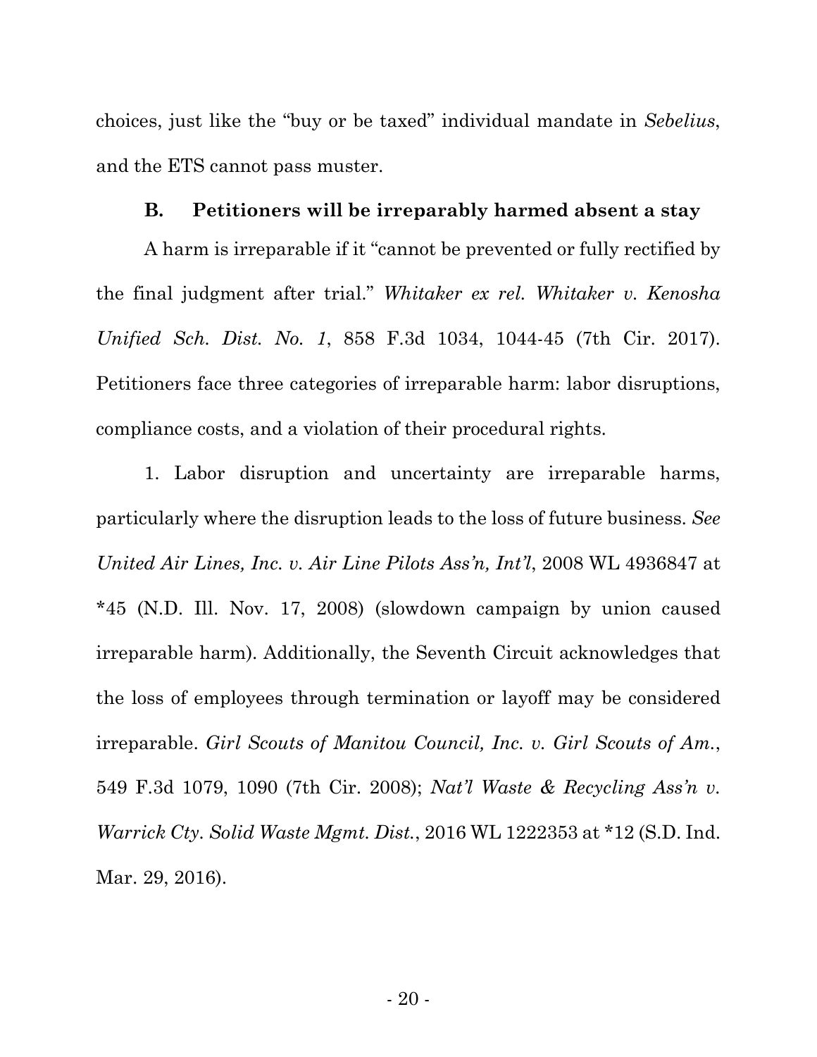choices, just like the "buy or be taxed" individual mandate in *Sebelius*, and the ETS cannot pass muster.

### B. Petitioners will be irreparably harmed absent a stay

A harm is irreparable if it "cannot be prevented or fully rectified by the final judgment after trial." *Whitaker ex rel. Whitaker v. Kenosha Unified Sch. Dist. No. 1*, 858 F.3d 1034, 1044-45 (7th Cir. 2017). Petitioners face three categories of irreparable harm: labor disruptions, compliance costs, and a violation of their procedural rights.

1. Labor disruption and uncertainty are irreparable harms, particularly where the disruption leads to the loss of future business. *See United Air Lines, Inc. v. Air Line Pilots Ass'n, Int'l*, 2008 WL 4936847 at *45 (N.D. Ill. Nov. 17, 2008) (slowdown campaign by union caused irreparable harm). Additionally, the Seventh Circuit acknowledges that the loss of employees through termination or layoff may be considered irreparable. *Girl Scouts of Manitou Council, Inc. v. Girl Scouts of Am.*, 549 F.3d 1079, 1090 (7th Cir. 2008); *Nat'l Waste & Recycling Ass'n v. Warrick Cty. Solid Waste Mgmt. Dist.*, 2016 WL 1222353 at *12 (S.D. Ind. Mar. 29, 2016).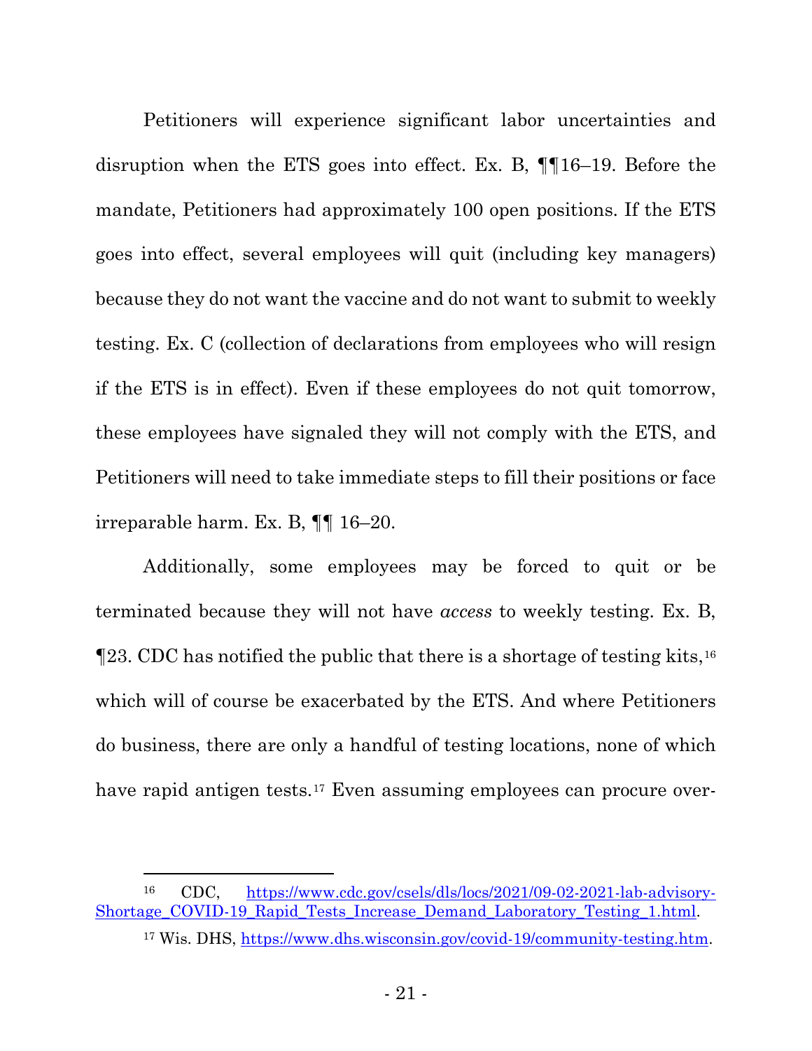Petitioners will experience significant labor uncertainties and disruption when the ETS goes into effect. Ex. B, ¶¶16–19. Before the mandate, Petitioners had approximately 100 open positions. If the ETS goes into effect, several employees will quit (including key managers) because they do not want the vaccine and do not want to submit to weekly testing. Ex. C (collection of declarations from employees who will resign if the ETS is in effect). Even if these employees do not quit tomorrow, these employees have signaled they will not comply with the ETS, and Petitioners will need to take immediate steps to fill their positions or face irreparable harm. Ex. B, ¶¶ 16–20.

Additionally, some employees may be forced to quit or be terminated because they will not have *access* to weekly testing. Ex. B, ¶23. CDC has notified the public that there is a shortage of testing kits,[16] which will of course be exacerbated by the ETS. And where Petitioners do business, there are only a handful of testing locations, none of which have rapid antigen tests.[17] Even assuming employees can procure over-

---

[16] CDC, https://www.cdc.gov/csels/dls/locs/2021/09-02-2021-lab-advisory-Shortage_COVID-19_Rapid_Tests_Increase_Demand_Laboratory_Testing_1.html.

[17] Wis. DHS, https://www.dhs.wisconsin.gov/covid-19/community-testing.htm.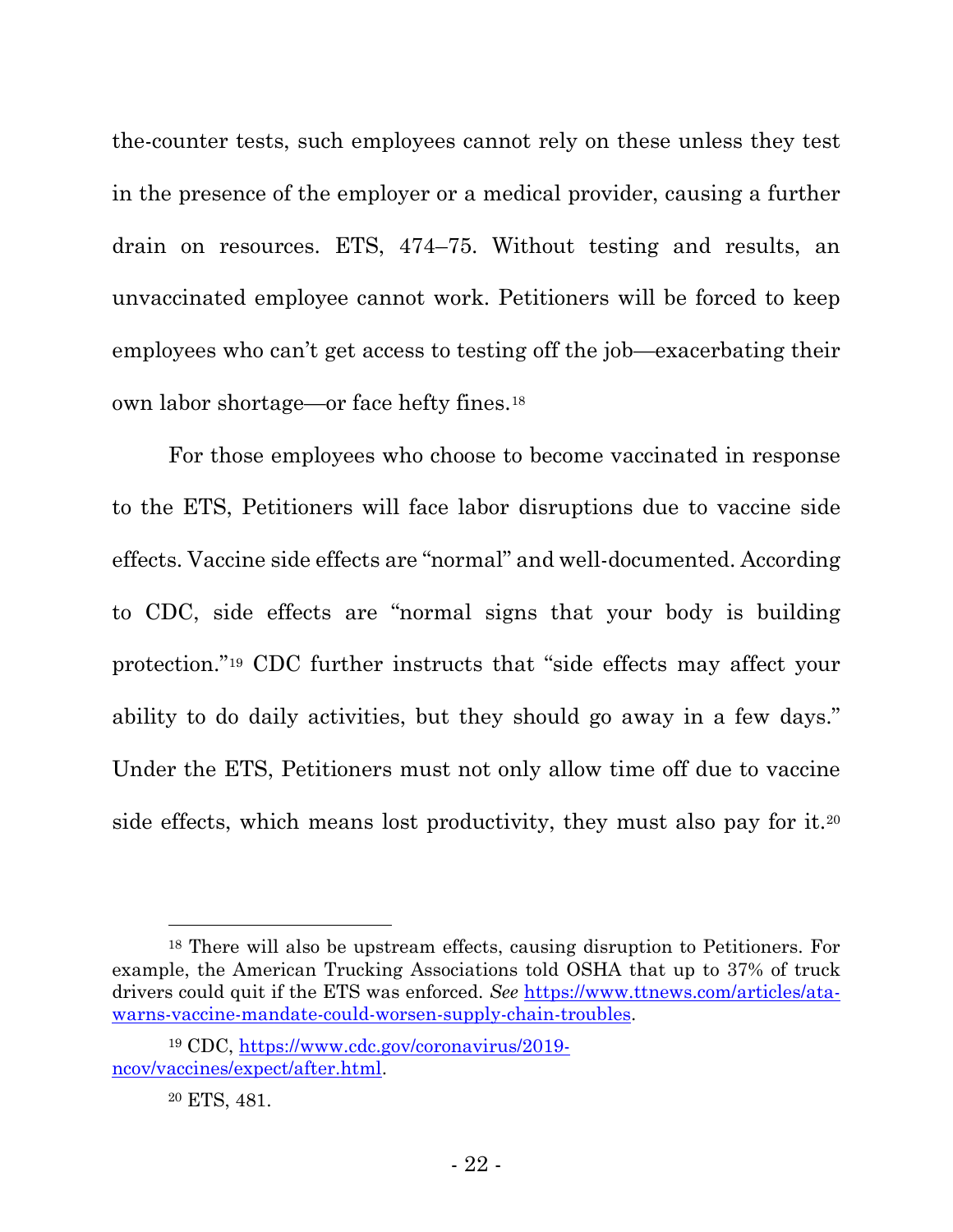the-counter tests, such employees cannot rely on these unless they test in the presence of the employer or a medical provider, causing a further drain on resources. ETS, 474–75. Without testing and results, an unvaccinated employee cannot work. Petitioners will be forced to keep employees who can't get access to testing off the job—exacerbating their own labor shortage—or face hefty fines.[18]

For those employees who choose to become vaccinated in response to the ETS, Petitioners will face labor disruptions due to vaccine side effects. Vaccine side effects are "normal" and well-documented. According to CDC, side effects are "normal signs that your body is building protection."[19] CDC further instructs that "side effects may affect your ability to do daily activities, but they should go away in a few days." Under the ETS, Petitioners must not only allow time off due to vaccine side effects, which means lost productivity, they must also pay for it.[20]

---

[18] There will also be upstream effects, causing disruption to Petitioners. For example, the American Trucking Associations told OSHA that up to 37% of truck drivers could quit if the ETS was enforced. *See* https://www.ttnews.com/articles/ata-warns-vaccine-mandate-could-worsen-supply-chain-troubles.

[19] CDC, https://www.cdc.gov/coronavirus/2019-ncov/vaccines/expect/after.html.

[20] ETS, 481.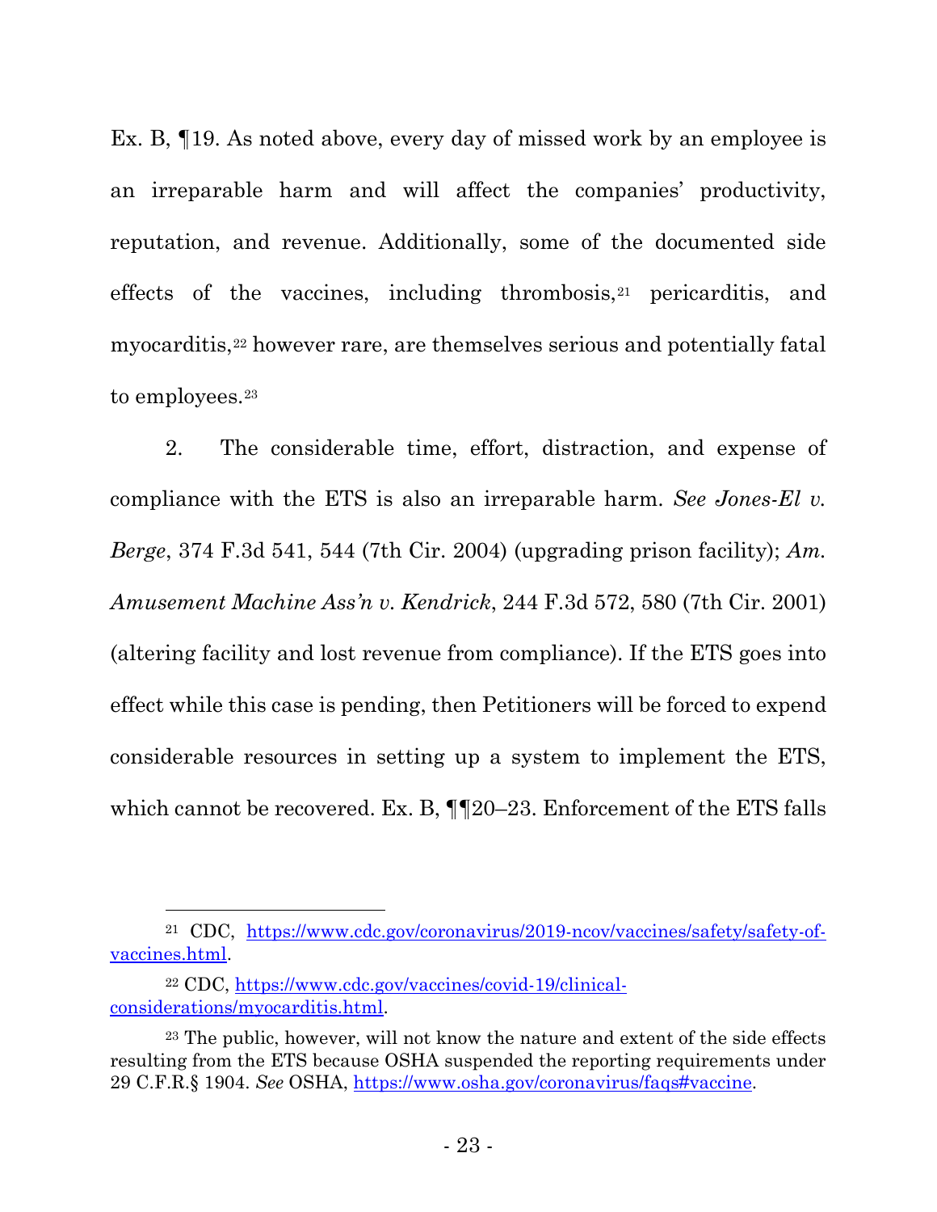Ex. B, ¶19. As noted above, every day of missed work by an employee is an irreparable harm and will affect the companies' productivity, reputation, and revenue. Additionally, some of the documented side effects of the vaccines, including thrombosis,[21] pericarditis, and myocarditis,[22] however rare, are themselves serious and potentially fatal to employees.[23]

2. The considerable time, effort, distraction, and expense of compliance with the ETS is also an irreparable harm. *See Jones-El v. Berge*, 374 F.3d 541, 544 (7th Cir. 2004) (upgrading prison facility); *Am. Amusement Machine Ass'n v. Kendrick*, 244 F.3d 572, 580 (7th Cir. 2001) (altering facility and lost revenue from compliance). If the ETS goes into effect while this case is pending, then Petitioners will be forced to expend considerable resources in setting up a system to implement the ETS, which cannot be recovered. Ex. B, ¶¶20–23. Enforcement of the ETS falls

---

[21] CDC, https://www.cdc.gov/coronavirus/2019-ncov/vaccines/safety/safety-of-vaccines.html.

[22] CDC, https://www.cdc.gov/vaccines/covid-19/clinical-considerations/myocarditis.html.

[23] The public, however, will not know the nature and extent of the side effects resulting from the ETS because OSHA suspended the reporting requirements under 29 C.F.R.§ 1904. *See* OSHA, https://www.osha.gov/coronavirus/faqs#vaccine.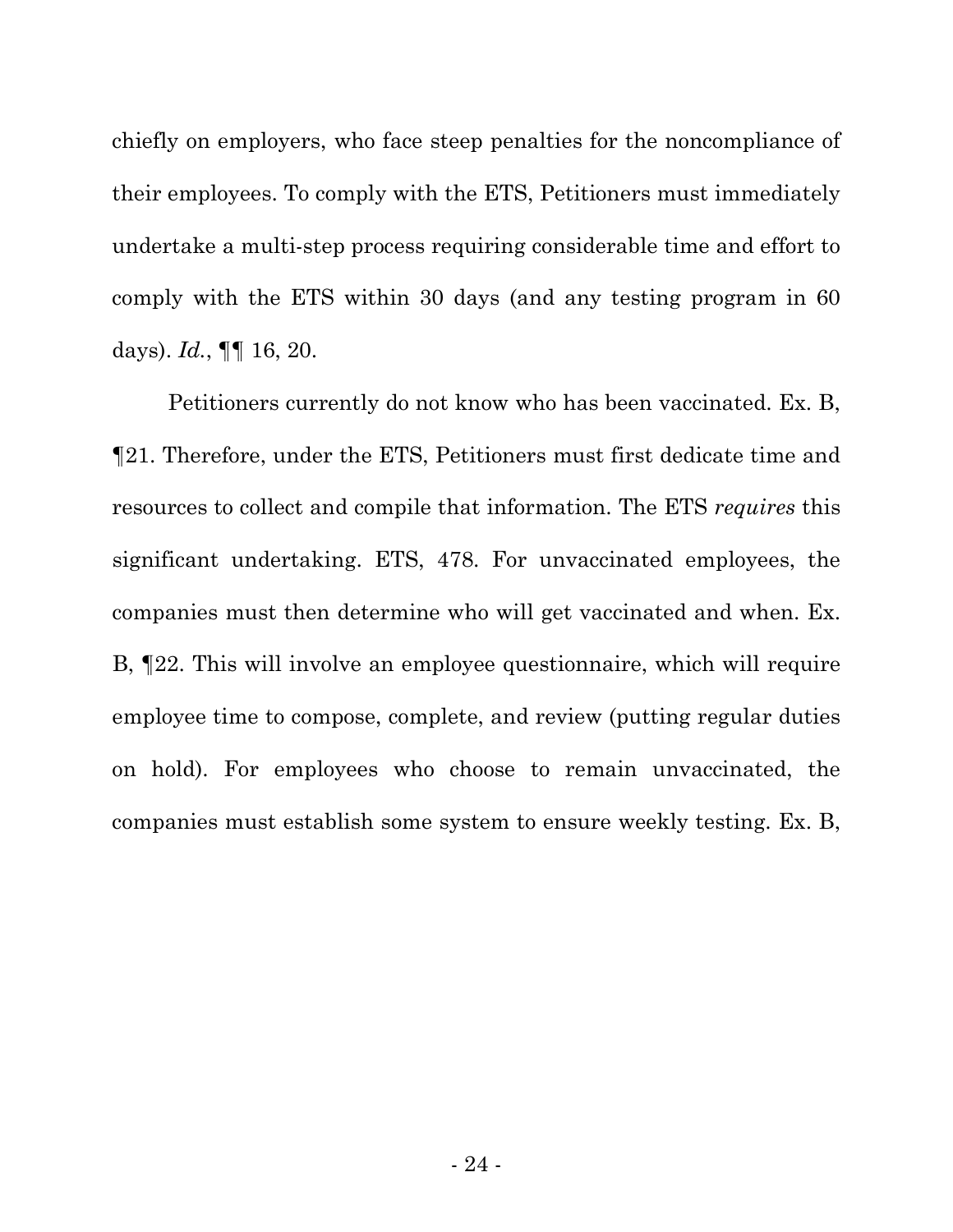chiefly on employers, who face steep penalties for the noncompliance of their employees. To comply with the ETS, Petitioners must immediately undertake a multi-step process requiring considerable time and effort to comply with the ETS within 30 days (and any testing program in 60 days). *Id.*, ¶¶ 16, 20.

Petitioners currently do not know who has been vaccinated. Ex. B, ¶21. Therefore, under the ETS, Petitioners must first dedicate time and resources to collect and compile that information. The ETS *requires* this significant undertaking. ETS, 478. For unvaccinated employees, the companies must then determine who will get vaccinated and when. Ex. B, ¶22. This will involve an employee questionnaire, which will require employee time to compose, complete, and review (putting regular duties on hold). For employees who choose to remain unvaccinated, the companies must establish some system to ensure weekly testing. Ex. B,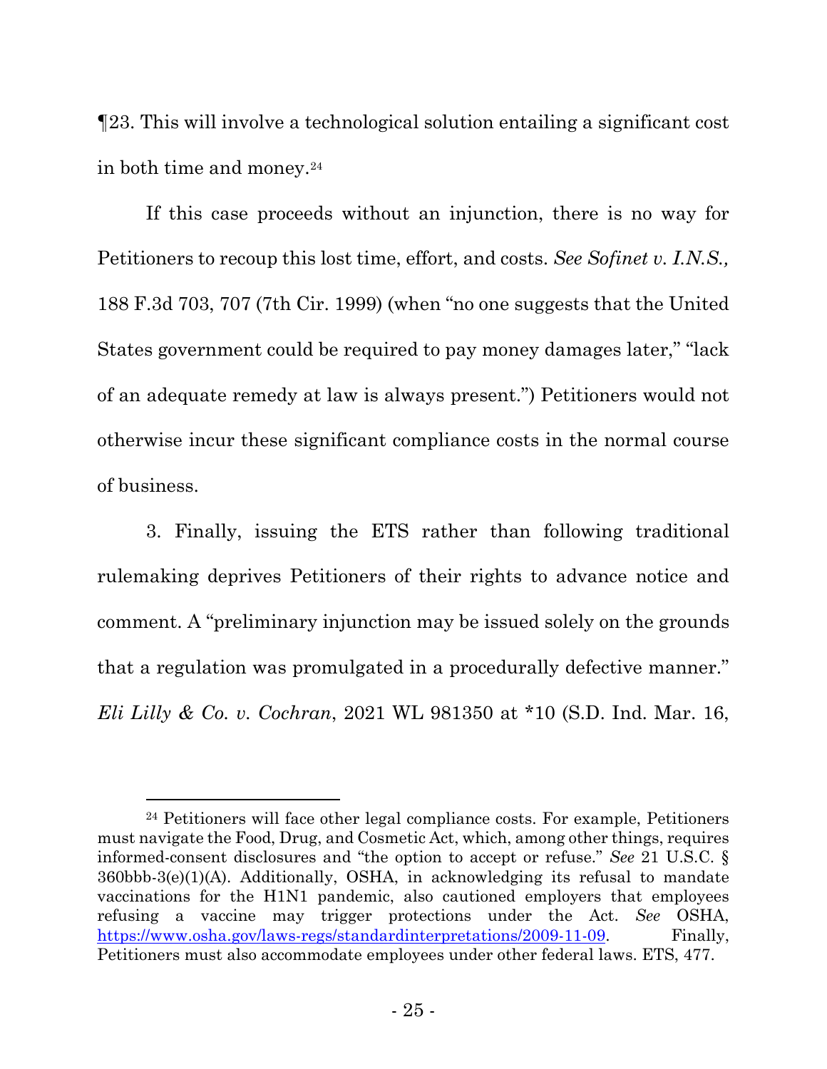¶23. This will involve a technological solution entailing a significant cost in both time and money.[24]

If this case proceeds without an injunction, there is no way for Petitioners to recoup this lost time, effort, and costs. *See Sofinet v. I.N.S.,* 188 F.3d 703, 707 (7th Cir. 1999) (when "no one suggests that the United States government could be required to pay money damages later," "lack of an adequate remedy at law is always present.") Petitioners would not otherwise incur these significant compliance costs in the normal course of business.

3. Finally, issuing the ETS rather than following traditional rulemaking deprives Petitioners of their rights to advance notice and comment. A "preliminary injunction may be issued solely on the grounds that a regulation was promulgated in a procedurally defective manner." *Eli Lilly & Co. v. Cochran*, 2021 WL 981350 at *10 (S.D. Ind. Mar. 16,

---

[24] Petitioners will face other legal compliance costs. For example, Petitioners must navigate the Food, Drug, and Cosmetic Act, which, among other things, requires informed-consent disclosures and "the option to accept or refuse." *See* 21 U.S.C. § 360bbb-3(e)(1)(A). Additionally, OSHA, in acknowledging its refusal to mandate vaccinations for the H1N1 pandemic, also cautioned employers that employees refusing a vaccine may trigger protections under the Act. *See* OSHA, https://www.osha.gov/laws-regs/standardinterpretations/2009-11-09. Finally, Petitioners must also accommodate employees under other federal laws. ETS, 477.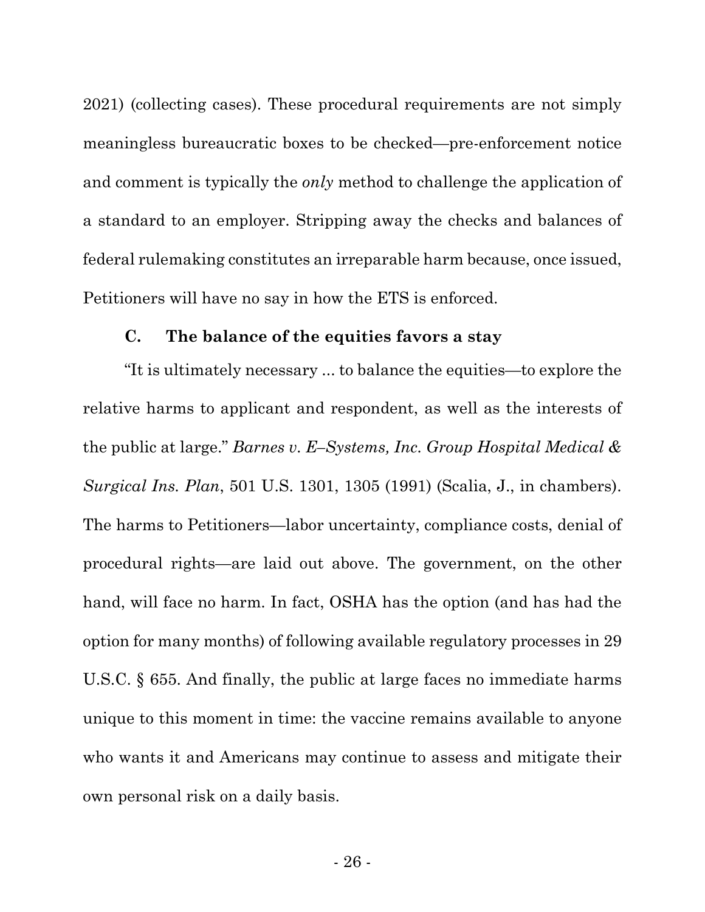2021) (collecting cases). These procedural requirements are not simply meaningless bureaucratic boxes to be checked—pre-enforcement notice and comment is typically the *only* method to challenge the application of a standard to an employer. Stripping away the checks and balances of federal rulemaking constitutes an irreparable harm because, once issued, Petitioners will have no say in how the ETS is enforced.

### C. The balance of the equities favors a stay

"It is ultimately necessary ... to balance the equities—to explore the relative harms to applicant and respondent, as well as the interests of the public at large." *Barnes v. E–Systems, Inc. Group Hospital Medical & Surgical Ins. Plan*, 501 U.S. 1301, 1305 (1991) (Scalia, J., in chambers). The harms to Petitioners—labor uncertainty, compliance costs, denial of procedural rights—are laid out above. The government, on the other hand, will face no harm. In fact, OSHA has the option (and has had the option for many months) of following available regulatory processes in 29 U.S.C. § 655. And finally, the public at large faces no immediate harms unique to this moment in time: the vaccine remains available to anyone who wants it and Americans may continue to assess and mitigate their own personal risk on a daily basis.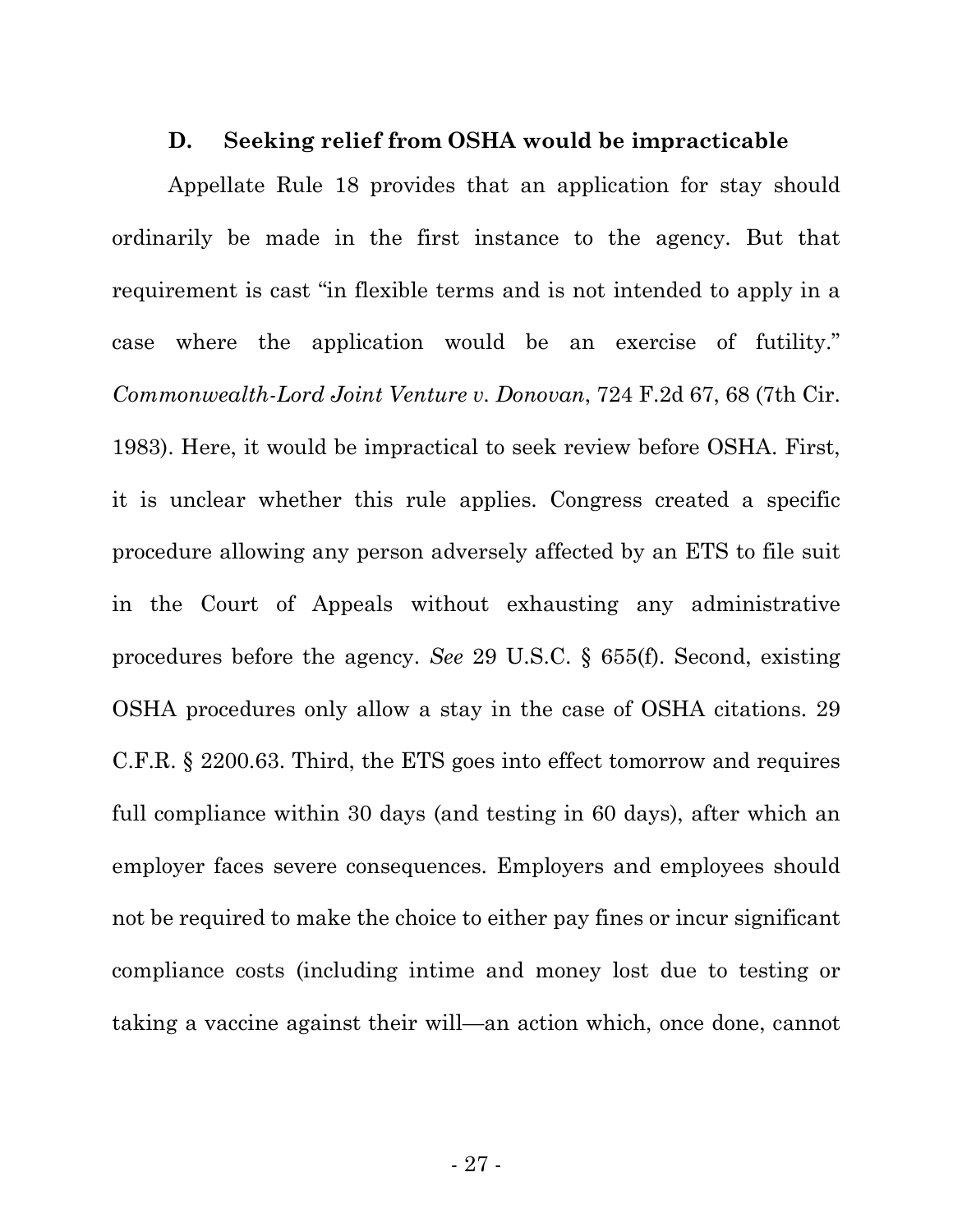### D. Seeking relief from OSHA would be impracticable

Appellate Rule 18 provides that an application for stay should ordinarily be made in the first instance to the agency. But that requirement is cast "in flexible terms and is not intended to apply in a case where the application would be an exercise of futility." *Commonwealth-Lord Joint Venture v. Donovan*, 724 F.2d 67, 68 (7th Cir. 1983). Here, it would be impractical to seek review before OSHA. First, it is unclear whether this rule applies. Congress created a specific procedure allowing any person adversely affected by an ETS to file suit in the Court of Appeals without exhausting any administrative procedures before the agency. *See* 29 U.S.C. § 655(f). Second, existing OSHA procedures only allow a stay in the case of OSHA citations. 29 C.F.R. § 2200.63. Third, the ETS goes into effect tomorrow and requires full compliance within 30 days (and testing in 60 days), after which an employer faces severe consequences. Employers and employees should not be required to make the choice to either pay fines or incur significant compliance costs (including intime and money lost due to testing or taking a vaccine against their will—an action which, once done, cannot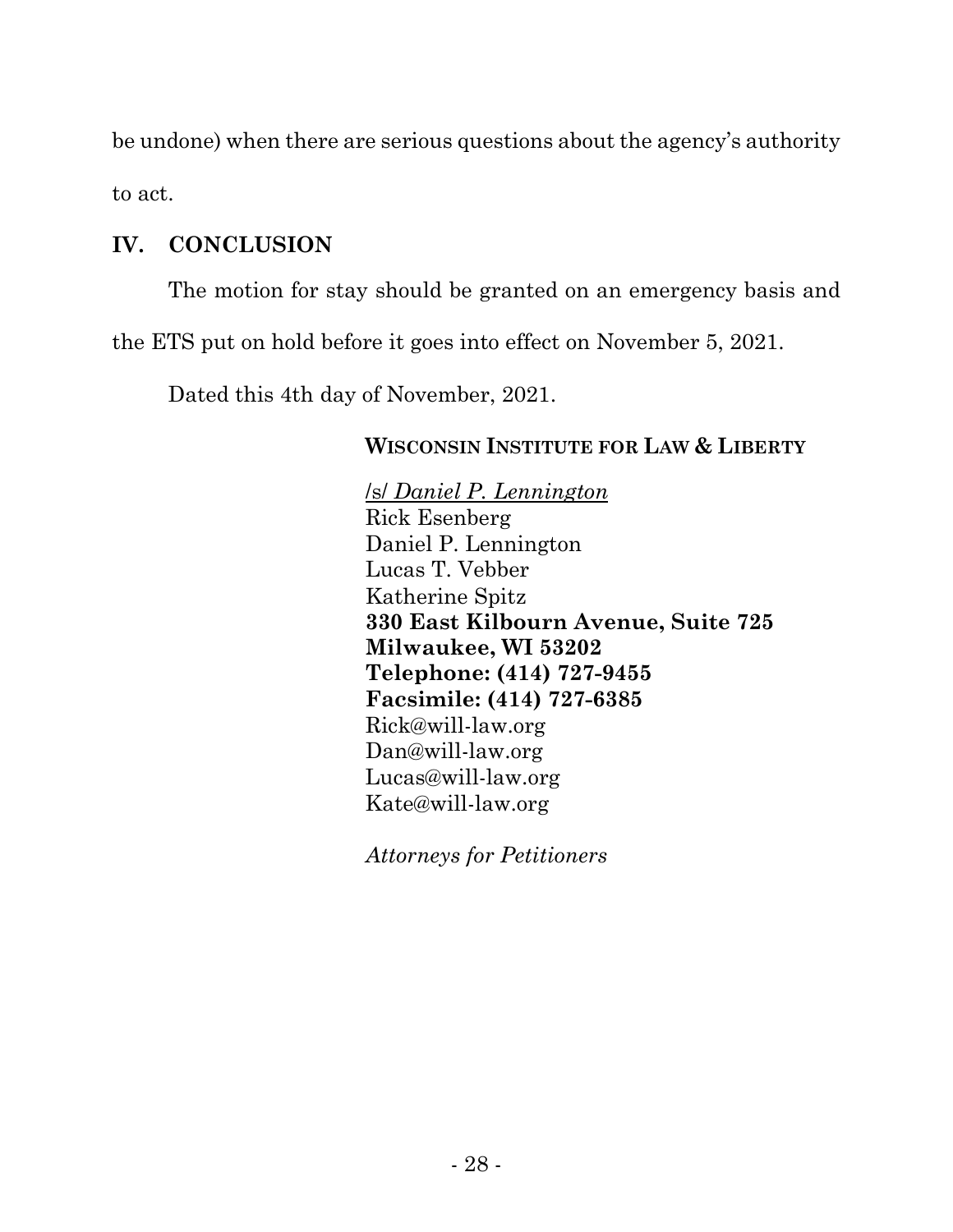be undone) when there are serious questions about the agency's authority to act.

## IV. CONCLUSION

The motion for stay should be granted on an emergency basis and the ETS put on hold before it goes into effect on November 5, 2021.

Dated this 4th day of November, 2021.

**WISCONSIN INSTITUTE FOR LAW & LIBERTY**

/s/ *Daniel P. Lennington*
Rick Esenberg
Daniel P. Lennington
Lucas T. Vebber
Katherine Spitz
**330 East Kilbourn Avenue, Suite 725**
**Milwaukee, WI 53202**
**Telephone: (414) 727-9455**
**Facsimile: (414) 727-6385**
Rick@will-law.org
Dan@will-law.org
Lucas@will-law.org
Kate@will-law.org

*Attorneys for Petitioners*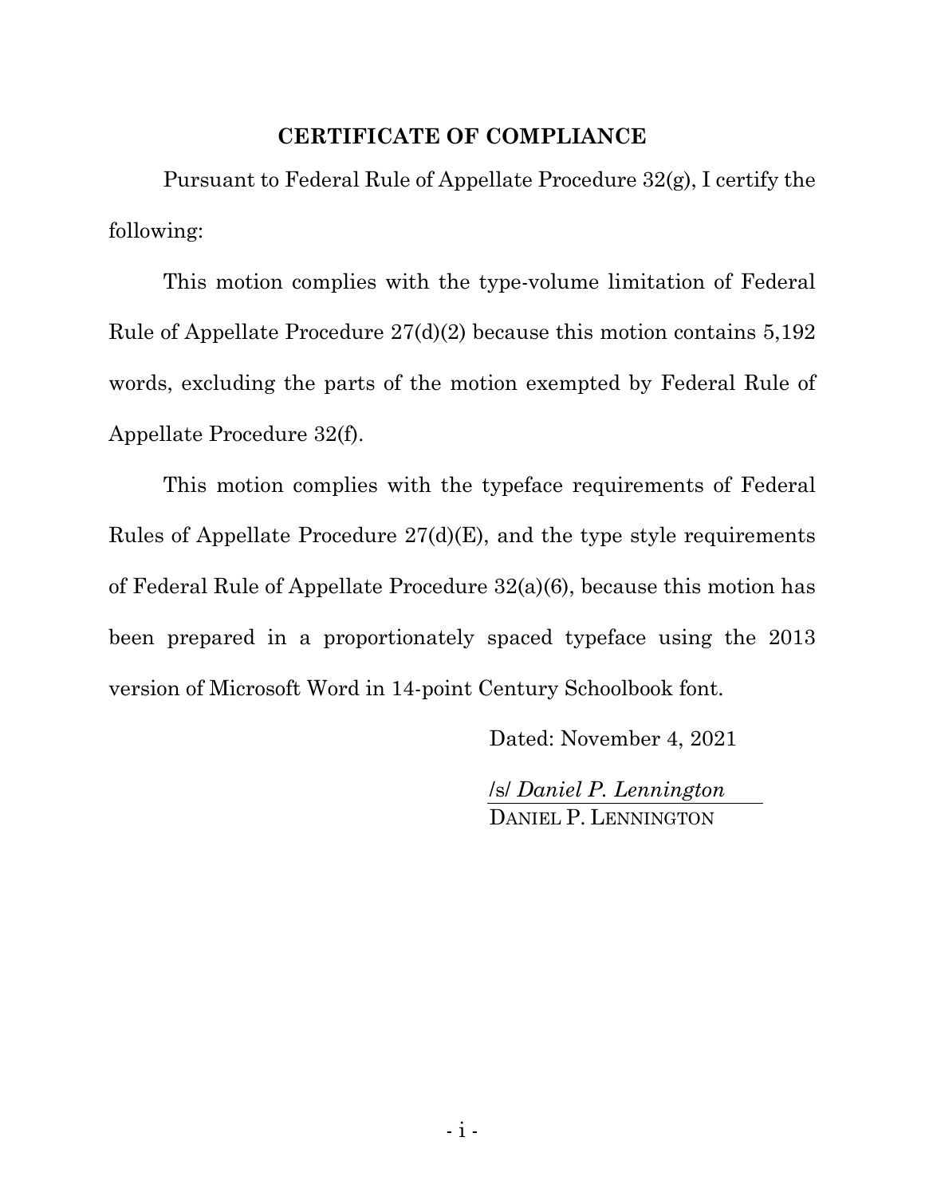## CERTIFICATE OF COMPLIANCE

Pursuant to Federal Rule of Appellate Procedure 32(g), I certify the following:

This motion complies with the type-volume limitation of Federal Rule of Appellate Procedure 27(d)(2) because this motion contains 5,192 words, excluding the parts of the motion exempted by Federal Rule of Appellate Procedure 32(f).

This motion complies with the typeface requirements of Federal Rules of Appellate Procedure 27(d)(E), and the type style requirements of Federal Rule of Appellate Procedure 32(a)(6), because this motion has been prepared in a proportionately spaced typeface using the 2013 version of Microsoft Word in 14-point Century Schoolbook font.

Dated: November 4, 2021

/s/ *Daniel P. Lennington*
DANIEL P. LENNINGTON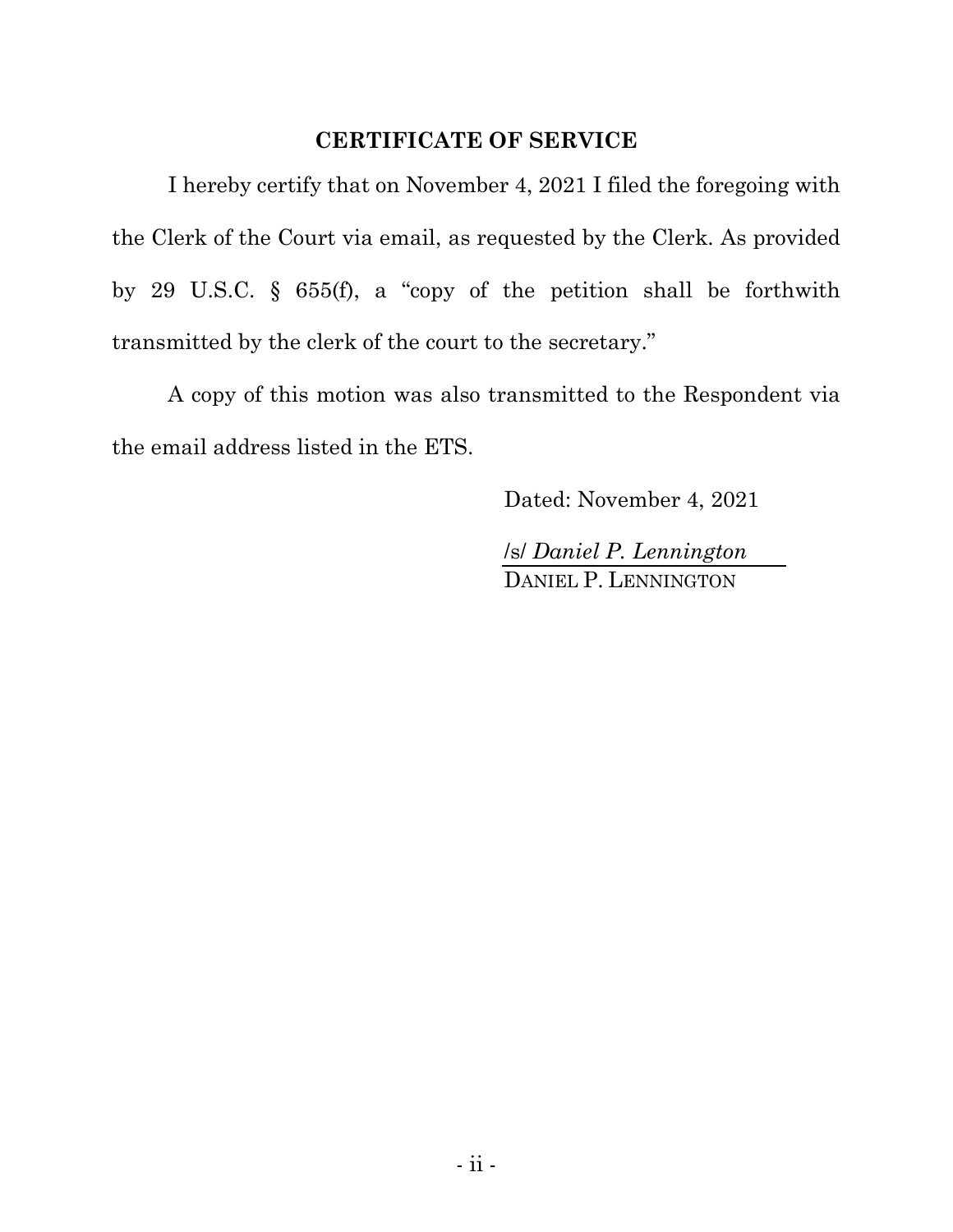## CERTIFICATE OF SERVICE

I hereby certify that on November 4, 2021 I filed the foregoing with the Clerk of the Court via email, as requested by the Clerk. As provided by 29 U.S.C. § 655(f), a "copy of the petition shall be forthwith transmitted by the clerk of the court to the secretary."

A copy of this motion was also transmitted to the Respondent via the email address listed in the ETS.

Dated: November 4, 2021

/s/ *Daniel P. Lennington*
DANIEL P. LENNINGTON